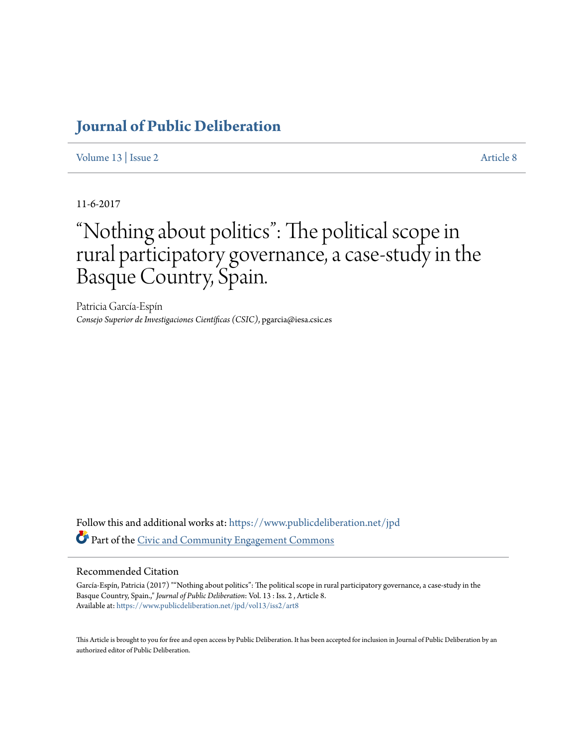# Journal of Public Deliberation

Volume 13 | Issue 2 Article 8

11-6-2017

# "Nothing about politics": The political scope in rural participatory governance, a case-study in the Basque Country, Spain.

Patricia García-Espín
*Consejo Superior de Investigaciones Científicas (CSIC)*, pgarcia@iesa.csic.es

Follow this and additional works at: https://www.publicdeliberation.net/jpd

Part of the Civic and Community Engagement Commons

## Recommended Citation

García-Espín, Patricia (2017) ""Nothing about politics": The political scope in rural participatory governance, a case-study in the Basque Country, Spain.," *Journal of Public Deliberation*: Vol. 13 : Iss. 2 , Article 8.
Available at: https://www.publicdeliberation.net/jpd/vol13/iss2/art8

This Article is brought to you for free and open access by Public Deliberation. It has been accepted for inclusion in Journal of Public Deliberation by an authorized editor of Public Deliberation.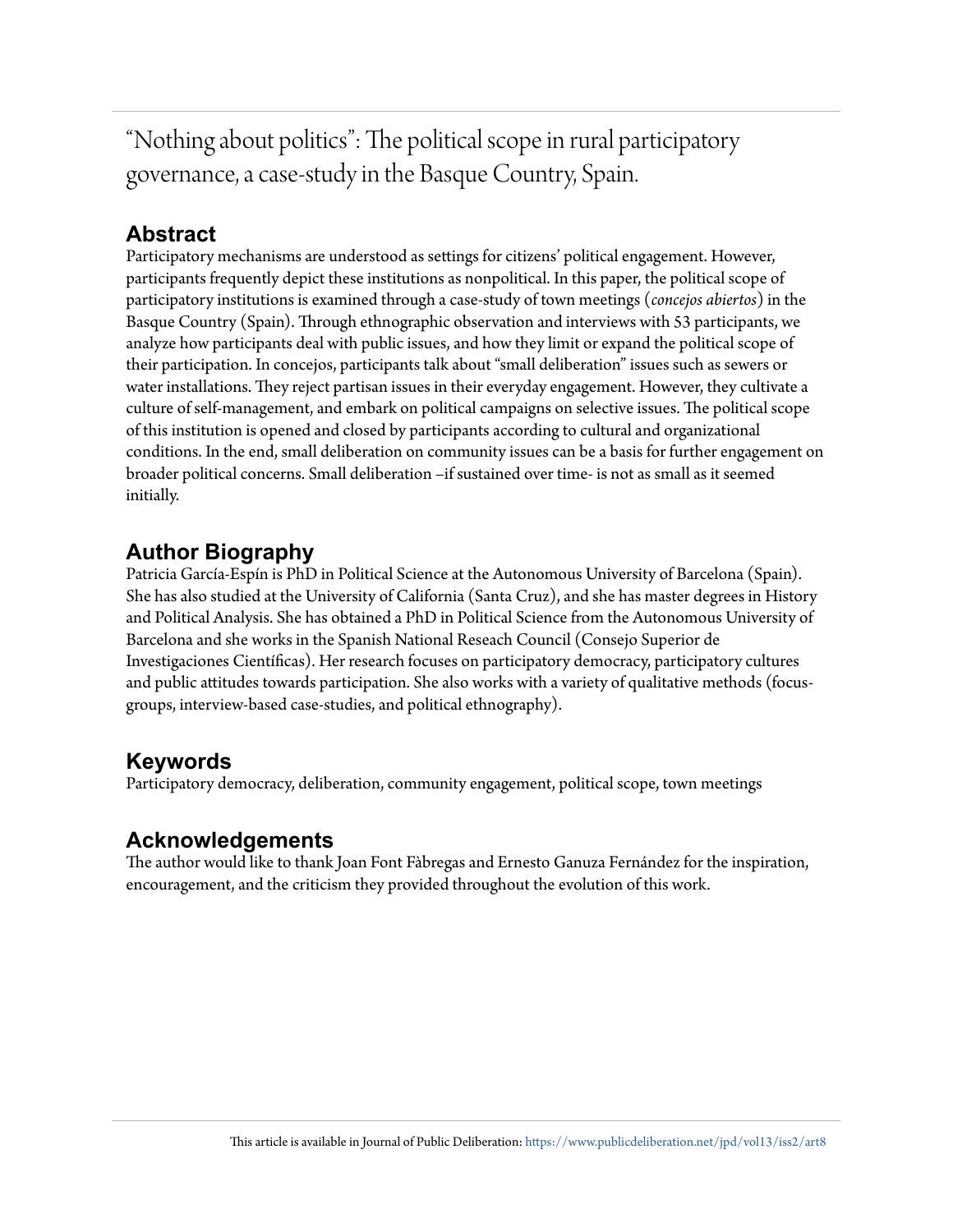# "Nothing about politics": The political scope in rural participatory governance, a case-study in the Basque Country, Spain.

## Abstract

Participatory mechanisms are understood as settings for citizens' political engagement. However, participants frequently depict these institutions as nonpolitical. In this paper, the political scope of participatory institutions is examined through a case-study of town meetings (*concejos abiertos*) in the Basque Country (Spain). Through ethnographic observation and interviews with 53 participants, we analyze how participants deal with public issues, and how they limit or expand the political scope of their participation. In concejos, participants talk about "small deliberation" issues such as sewers or water installations. They reject partisan issues in their everyday engagement. However, they cultivate a culture of self-management, and embark on political campaigns on selective issues. The political scope of this institution is opened and closed by participants according to cultural and organizational conditions. In the end, small deliberation on community issues can be a basis for further engagement on broader political concerns. Small deliberation –if sustained over time- is not as small as it seemed initially.

## Author Biography

Patricia García-Espín is PhD in Political Science at the Autonomous University of Barcelona (Spain). She has also studied at the University of California (Santa Cruz), and she has master degrees in History and Political Analysis. She has obtained a PhD in Political Science from the Autonomous University of Barcelona and she works in the Spanish National Reseach Council (Consejo Superior de Investigaciones Científicas). Her research focuses on participatory democracy, participatory cultures and public attitudes towards participation. She also works with a variety of qualitative methods (focus-groups, interview-based case-studies, and political ethnography).

## Keywords

Participatory democracy, deliberation, community engagement, political scope, town meetings

## Acknowledgements

The author would like to thank Joan Font Fàbregas and Ernesto Ganuza Fernández for the inspiration, encouragement, and the criticism they provided throughout the evolution of this work.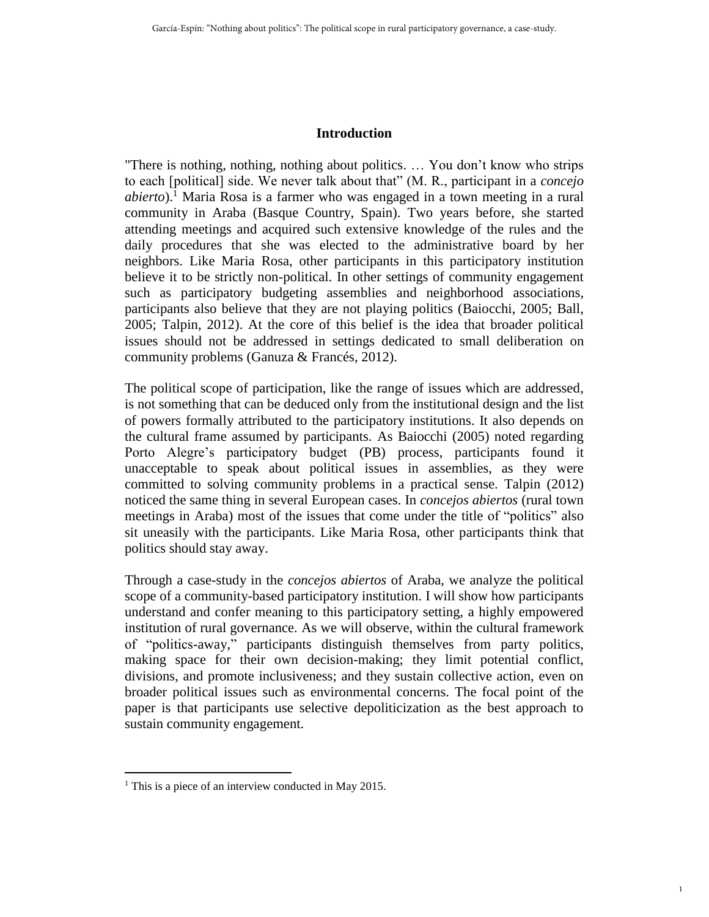## Introduction

"There is nothing, nothing, nothing about politics. … You don't know who strips to each [political] side. We never talk about that" (M. R., participant in a *concejo abierto*).[1] Maria Rosa is a farmer who was engaged in a town meeting in a rural community in Araba (Basque Country, Spain). Two years before, she started attending meetings and acquired such extensive knowledge of the rules and the daily procedures that she was elected to the administrative board by her neighbors. Like Maria Rosa, other participants in this participatory institution believe it to be strictly non-political. In other settings of community engagement such as participatory budgeting assemblies and neighborhood associations, participants also believe that they are not playing politics (Baiocchi, 2005; Ball, 2005; Talpin, 2012). At the core of this belief is the idea that broader political issues should not be addressed in settings dedicated to small deliberation on community problems (Ganuza & Francés, 2012).

The political scope of participation, like the range of issues which are addressed, is not something that can be deduced only from the institutional design and the list of powers formally attributed to the participatory institutions. It also depends on the cultural frame assumed by participants. As Baiocchi (2005) noted regarding Porto Alegre's participatory budget (PB) process, participants found it unacceptable to speak about political issues in assemblies, as they were committed to solving community problems in a practical sense. Talpin (2012) noticed the same thing in several European cases. In *concejos abiertos* (rural town meetings in Araba) most of the issues that come under the title of "politics" also sit uneasily with the participants. Like Maria Rosa, other participants think that politics should stay away.

Through a case-study in the *concejos abiertos* of Araba, we analyze the political scope of a community-based participatory institution. I will show how participants understand and confer meaning to this participatory setting, a highly empowered institution of rural governance. As we will observe, within the cultural framework of "politics-away," participants distinguish themselves from party politics, making space for their own decision-making; they limit potential conflict, divisions, and promote inclusiveness; and they sustain collective action, even on broader political issues such as environmental concerns. The focal point of the paper is that participants use selective depoliticization as the best approach to sustain community engagement.

[1] This is a piece of an interview conducted in May 2015.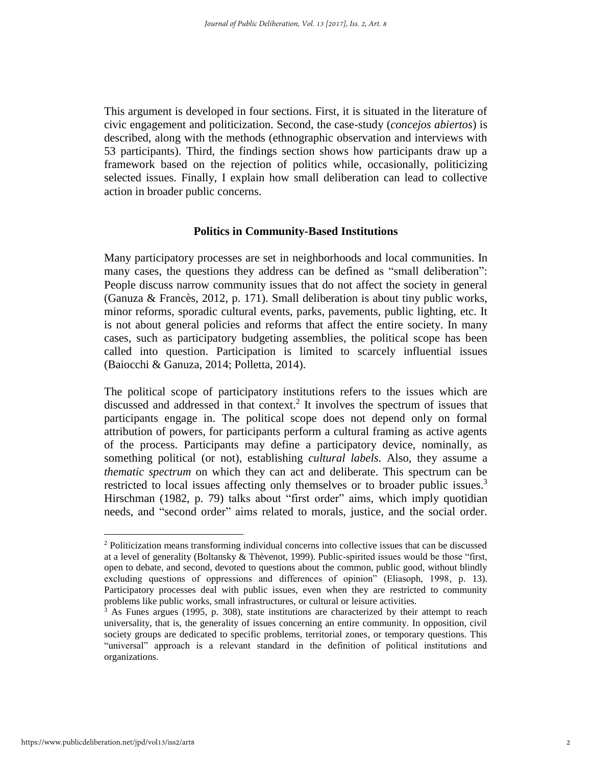This argument is developed in four sections. First, it is situated in the literature of civic engagement and politicization. Second, the case-study (*concejos abiertos*) is described, along with the methods (ethnographic observation and interviews with 53 participants). Third, the findings section shows how participants draw up a framework based on the rejection of politics while, occasionally, politicizing selected issues. Finally, I explain how small deliberation can lead to collective action in broader public concerns.

## Politics in Community-Based Institutions

Many participatory processes are set in neighborhoods and local communities. In many cases, the questions they address can be defined as "small deliberation": People discuss narrow community issues that do not affect the society in general (Ganuza & Francès, 2012, p. 171). Small deliberation is about tiny public works, minor reforms, sporadic cultural events, parks, pavements, public lighting, etc. It is not about general policies and reforms that affect the entire society. In many cases, such as participatory budgeting assemblies, the political scope has been called into question. Participation is limited to scarcely influential issues (Baiocchi & Ganuza, 2014; Polletta, 2014).

The political scope of participatory institutions refers to the issues which are discussed and addressed in that context.[2] It involves the spectrum of issues that participants engage in. The political scope does not depend only on formal attribution of powers, for participants perform a cultural framing as active agents of the process. Participants may define a participatory device, nominally, as something political (or not), establishing *cultural labels*. Also, they assume a *thematic spectrum* on which they can act and deliberate. This spectrum can be restricted to local issues affecting only themselves or to broader public issues.[3] Hirschman (1982, p. 79) talks about "first order" aims, which imply quotidian needs, and "second order" aims related to morals, justice, and the social order.

---

[2] Politicization means transforming individual concerns into collective issues that can be discussed at a level of generality (Boltansky & Thèvenot, 1999). Public-spirited issues would be those "first, open to debate, and second, devoted to questions about the common, public good, without blindly excluding questions of oppressions and differences of opinion" (Eliasoph, 1998, p. 13). Participatory processes deal with public issues, even when they are restricted to community problems like public works, small infrastructures, or cultural or leisure activities.

[3] As Funes argues (1995, p. 308), state institutions are characterized by their attempt to reach universality, that is, the generality of issues concerning an entire community. In opposition, civil society groups are dedicated to specific problems, territorial zones, or temporary questions. This "universal" approach is a relevant standard in the definition of political institutions and organizations.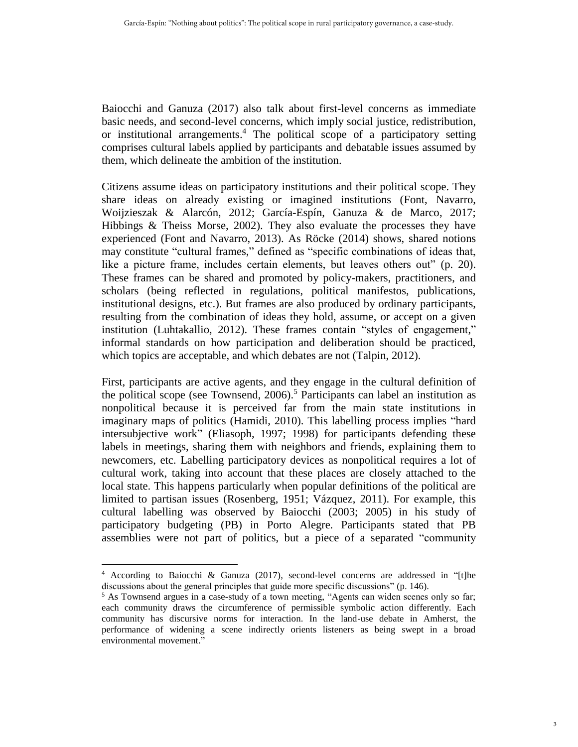Baiocchi and Ganuza (2017) also talk about first-level concerns as immediate basic needs, and second-level concerns, which imply social justice, redistribution, or institutional arrangements.[4] The political scope of a participatory setting comprises cultural labels applied by participants and debatable issues assumed by them, which delineate the ambition of the institution.

Citizens assume ideas on participatory institutions and their political scope. They share ideas on already existing or imagined institutions (Font, Navarro, Woijzieszak & Alarcón, 2012; García-Espín, Ganuza & de Marco, 2017; Hibbings & Theiss Morse, 2002). They also evaluate the processes they have experienced (Font and Navarro, 2013). As Röcke (2014) shows, shared notions may constitute "cultural frames," defined as "specific combinations of ideas that, like a picture frame, includes certain elements, but leaves others out" (p. 20). These frames can be shared and promoted by policy-makers, practitioners, and scholars (being reflected in regulations, political manifestos, publications, institutional designs, etc.). But frames are also produced by ordinary participants, resulting from the combination of ideas they hold, assume, or accept on a given institution (Luhtakallio, 2012). These frames contain "styles of engagement," informal standards on how participation and deliberation should be practiced, which topics are acceptable, and which debates are not (Talpin, 2012).

First, participants are active agents, and they engage in the cultural definition of the political scope (see Townsend, 2006).[5] Participants can label an institution as nonpolitical because it is perceived far from the main state institutions in imaginary maps of politics (Hamidi, 2010). This labelling process implies "hard intersubjective work" (Eliasoph, 1997; 1998) for participants defending these labels in meetings, sharing them with neighbors and friends, explaining them to newcomers, etc. Labelling participatory devices as nonpolitical requires a lot of cultural work, taking into account that these places are closely attached to the local state. This happens particularly when popular definitions of the political are limited to partisan issues (Rosenberg, 1951; Vázquez, 2011). For example, this cultural labelling was observed by Baiocchi (2003; 2005) in his study of participatory budgeting (PB) in Porto Alegre. Participants stated that PB assemblies were not part of politics, but a piece of a separated "community

---

[4] According to Baiocchi & Ganuza (2017), second-level concerns are addressed in "[t]he discussions about the general principles that guide more specific discussions" (p. 146).

[5] As Townsend argues in a case-study of a town meeting, "Agents can widen scenes only so far; each community draws the circumference of permissible symbolic action differently. Each community has discursive norms for interaction. In the land-use debate in Amherst, the performance of widening a scene indirectly orients listeners as being swept in a broad environmental movement."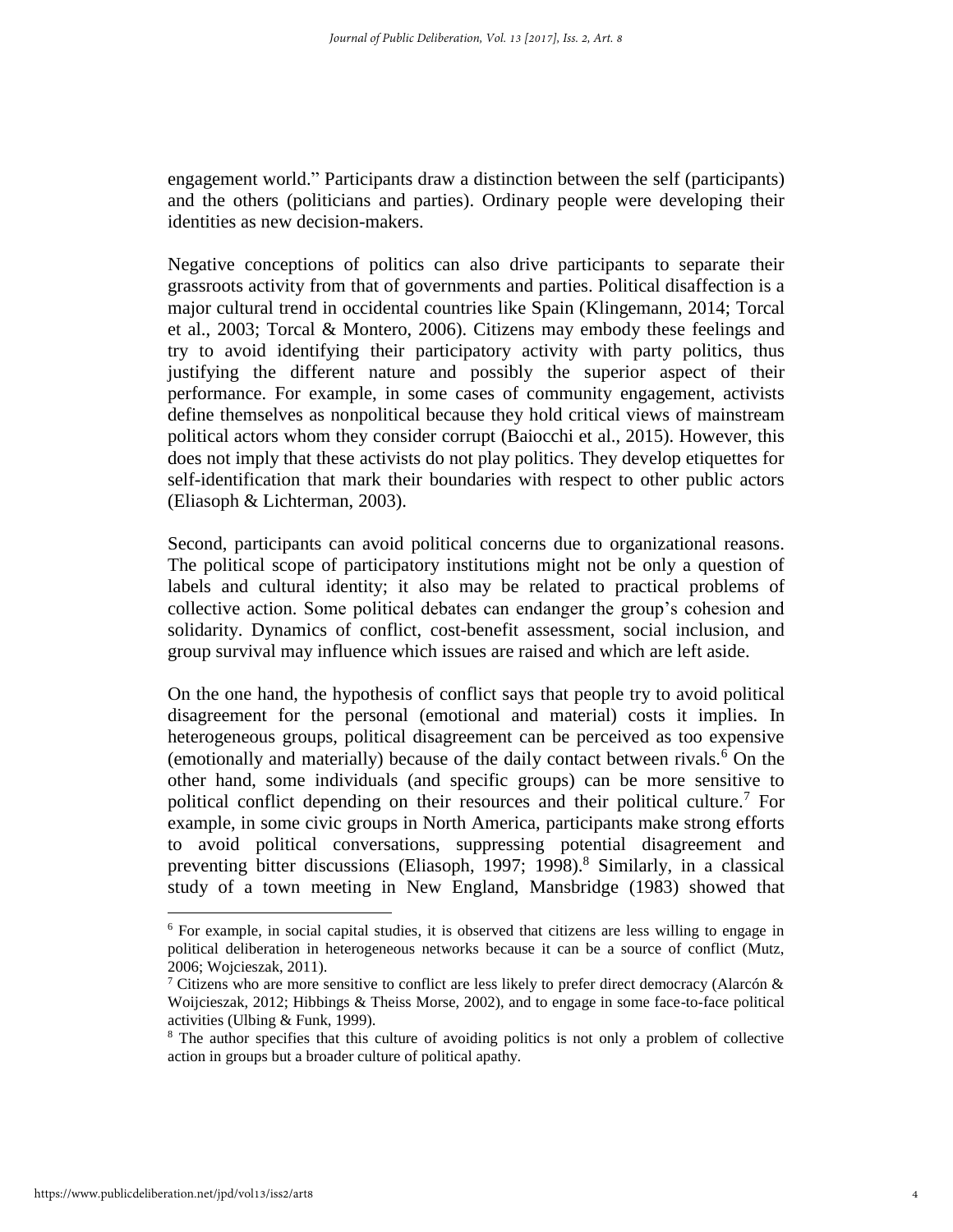engagement world." Participants draw a distinction between the self (participants) and the others (politicians and parties). Ordinary people were developing their identities as new decision-makers.

Negative conceptions of politics can also drive participants to separate their grassroots activity from that of governments and parties. Political disaffection is a major cultural trend in occidental countries like Spain (Klingemann, 2014; Torcal et al., 2003; Torcal & Montero, 2006). Citizens may embody these feelings and try to avoid identifying their participatory activity with party politics, thus justifying the different nature and possibly the superior aspect of their performance. For example, in some cases of community engagement, activists define themselves as nonpolitical because they hold critical views of mainstream political actors whom they consider corrupt (Baiocchi et al., 2015). However, this does not imply that these activists do not play politics. They develop etiquettes for self-identification that mark their boundaries with respect to other public actors (Eliasoph & Lichterman, 2003).

Second, participants can avoid political concerns due to organizational reasons. The political scope of participatory institutions might not be only a question of labels and cultural identity; it also may be related to practical problems of collective action. Some political debates can endanger the group's cohesion and solidarity. Dynamics of conflict, cost-benefit assessment, social inclusion, and group survival may influence which issues are raised and which are left aside.

On the one hand, the hypothesis of conflict says that people try to avoid political disagreement for the personal (emotional and material) costs it implies. In heterogeneous groups, political disagreement can be perceived as too expensive (emotionally and materially) because of the daily contact between rivals.[6] On the other hand, some individuals (and specific groups) can be more sensitive to political conflict depending on their resources and their political culture.[7] For example, in some civic groups in North America, participants make strong efforts to avoid political conversations, suppressing potential disagreement and preventing bitter discussions (Eliasoph, 1997; 1998).[8] Similarly, in a classical study of a town meeting in New England, Mansbridge (1983) showed that

---

[6] For example, in social capital studies, it is observed that citizens are less willing to engage in political deliberation in heterogeneous networks because it can be a source of conflict (Mutz, 2006; Wojcieszak, 2011).

[7] Citizens who are more sensitive to conflict are less likely to prefer direct democracy (Alarcón & Woijcieszak, 2012; Hibbings & Theiss Morse, 2002), and to engage in some face-to-face political activities (Ulbing & Funk, 1999).

[8] The author specifies that this culture of avoiding politics is not only a problem of collective action in groups but a broader culture of political apathy.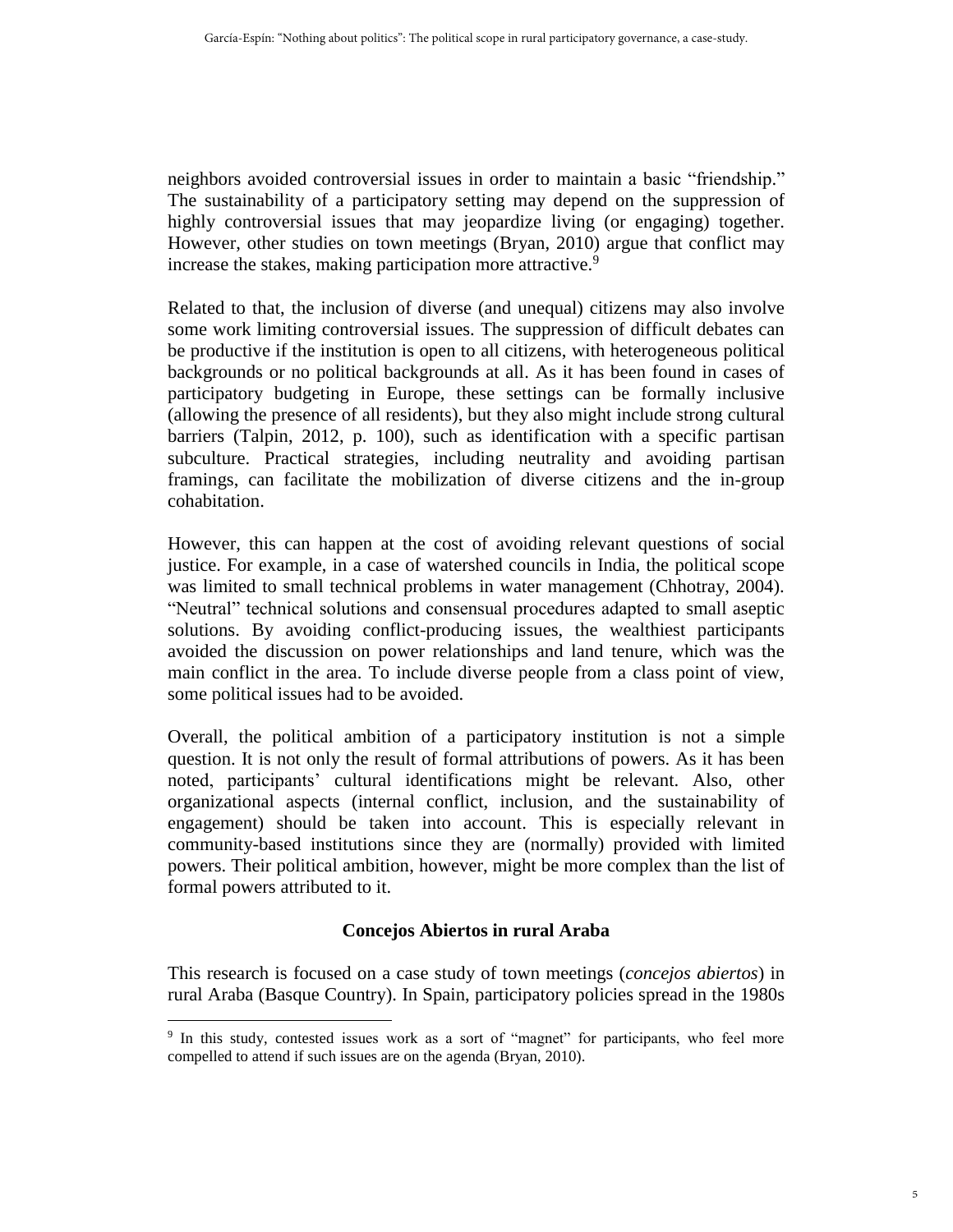neighbors avoided controversial issues in order to maintain a basic "friendship." The sustainability of a participatory setting may depend on the suppression of highly controversial issues that may jeopardize living (or engaging) together. However, other studies on town meetings (Bryan, 2010) argue that conflict may increase the stakes, making participation more attractive.[9]

Related to that, the inclusion of diverse (and unequal) citizens may also involve some work limiting controversial issues. The suppression of difficult debates can be productive if the institution is open to all citizens, with heterogeneous political backgrounds or no political backgrounds at all. As it has been found in cases of participatory budgeting in Europe, these settings can be formally inclusive (allowing the presence of all residents), but they also might include strong cultural barriers (Talpin, 2012, p. 100), such as identification with a specific partisan subculture. Practical strategies, including neutrality and avoiding partisan framings, can facilitate the mobilization of diverse citizens and the in-group cohabitation.

However, this can happen at the cost of avoiding relevant questions of social justice. For example, in a case of watershed councils in India, the political scope was limited to small technical problems in water management (Chhotray, 2004). "Neutral" technical solutions and consensual procedures adapted to small aseptic solutions. By avoiding conflict-producing issues, the wealthiest participants avoided the discussion on power relationships and land tenure, which was the main conflict in the area. To include diverse people from a class point of view, some political issues had to be avoided.

Overall, the political ambition of a participatory institution is not a simple question. It is not only the result of formal attributions of powers. As it has been noted, participants' cultural identifications might be relevant. Also, other organizational aspects (internal conflict, inclusion, and the sustainability of engagement) should be taken into account. This is especially relevant in community-based institutions since they are (normally) provided with limited powers. Their political ambition, however, might be more complex than the list of formal powers attributed to it.

## Concejos Abiertos in rural Araba

This research is focused on a case study of town meetings (*concejos abiertos*) in rural Araba (Basque Country). In Spain, participatory policies spread in the 1980s

[9] In this study, contested issues work as a sort of "magnet" for participants, who feel more compelled to attend if such issues are on the agenda (Bryan, 2010).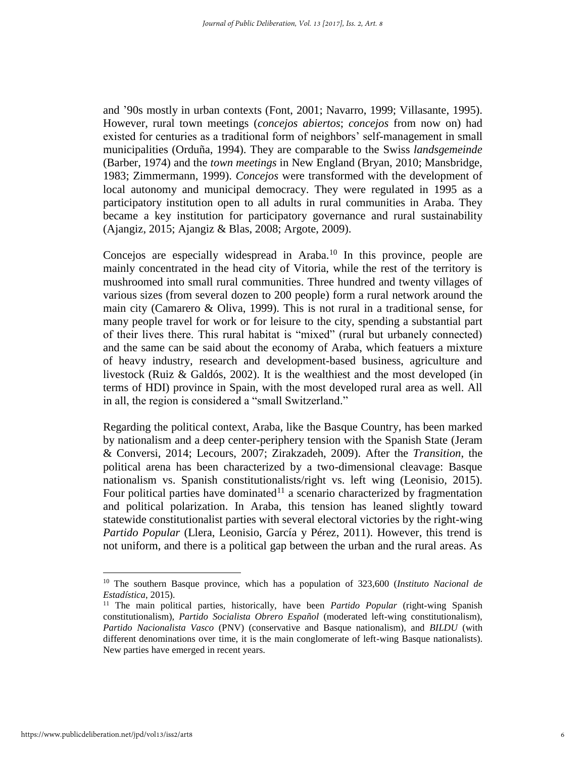and ’90s mostly in urban contexts (Font, 2001; Navarro, 1999; Villasante, 1995). However, rural town meetings (*concejos abiertos*; *concejos* from now on) had existed for centuries as a traditional form of neighbors’ self-management in small municipalities (Orduña, 1994). They are comparable to the Swiss *landsgemeinde* (Barber, 1974) and the *town meetings* in New England (Bryan, 2010; Mansbridge, 1983; Zimmermann, 1999). *Concejos* were transformed with the development of local autonomy and municipal democracy. They were regulated in 1995 as a participatory institution open to all adults in rural communities in Araba. They became a key institution for participatory governance and rural sustainability (Ajangiz, 2015; Ajangiz & Blas, 2008; Argote, 2009).

Concejos are especially widespread in Araba.[10] In this province, people are mainly concentrated in the head city of Vitoria, while the rest of the territory is mushroomed into small rural communities. Three hundred and twenty villages of various sizes (from several dozen to 200 people) form a rural network around the main city (Camarero & Oliva, 1999). This is not rural in a traditional sense, for many people travel for work or for leisure to the city, spending a substantial part of their lives there. This rural habitat is “mixed” (rural but urbanely connected) and the same can be said about the economy of Araba, which featuers a mixture of heavy industry, research and development-based business, agriculture and livestock (Ruiz & Galdós, 2002). It is the wealthiest and the most developed (in terms of HDI) province in Spain, with the most developed rural area as well. All in all, the region is considered a “small Switzerland.”

Regarding the political context, Araba, like the Basque Country, has been marked by nationalism and a deep center-periphery tension with the Spanish State (Jeram & Conversi, 2014; Lecours, 2007; Zirakzadeh, 2009). After the *Transition*, the political arena has been characterized by a two-dimensional cleavage: Basque nationalism vs. Spanish constitutionalists/right vs. left wing (Leonisio, 2015). Four political parties have dominated[11] a scenario characterized by fragmentation and political polarization. In Araba, this tension has leaned slightly toward statewide constitutionalist parties with several electoral victories by the right-wing *Partido Popular* (Llera, Leonisio, García y Pérez, 2011). However, this trend is not uniform, and there is a political gap between the urban and the rural areas. As

[10] The southern Basque province, which has a population of 323,600 (*Instituto Nacional de Estadística*, 2015).

[11] The main political parties, historically, have been *Partido Popular* (right-wing Spanish constitutionalism), *Partido Socialista Obrero Español* (moderated left-wing constitutionalism), *Partido Nacionalista Vasco* (PNV) (conservative and Basque nationalism), and *BILDU* (with different denominations over time, it is the main conglomerate of left-wing Basque nationalists). New parties have emerged in recent years.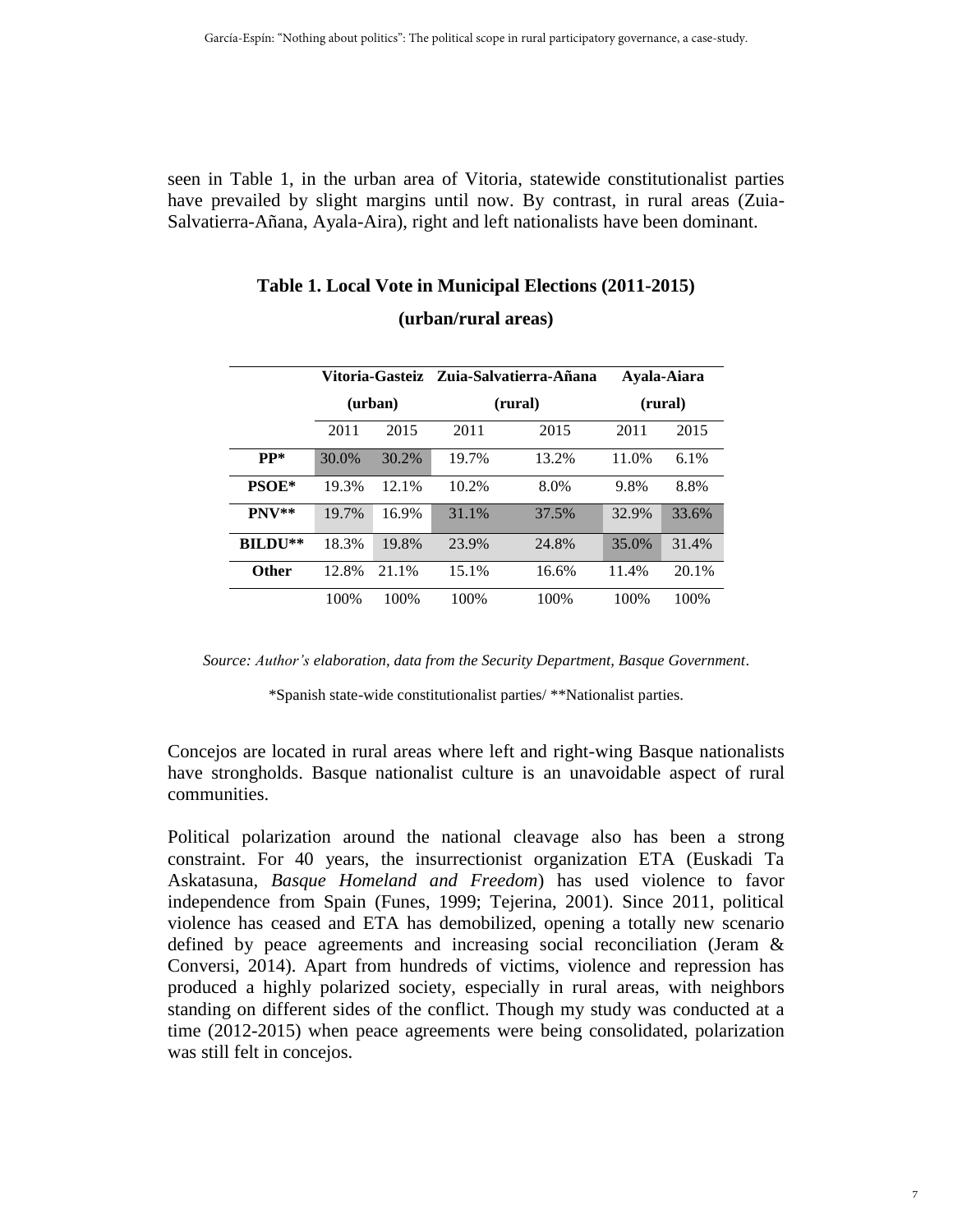seen in Table 1, in the urban area of Vitoria, statewide constitutionalist parties have prevailed by slight margins until now. By contrast, in rural areas (Zuia-Salvatierra-Añana, Ayala-Aira), right and left nationalists have been dominant.

**Table 1. Local Vote in Municipal Elections (2011-2015)**

**(urban/rural areas)**

| | **Vitoria-Gasteiz (urban)** | | **Zuia-Salvatierra-Añana (rural)** | | **Ayala-Aiara (rural)** | |
|---|---|---|---|---|---|---|
| | 2011 | 2015 | 2011 | 2015 | 2011 | 2015 |
| **PP*** | 30.0% | 30.2% | 19.7% | 13.2% | 11.0% | 6.1% |
| **PSOE*** | 19.3% | 12.1% | 10.2% | 8.0% | 9.8% | 8.8% |
| **PNV**** | 19.7% | 16.9% | 31.1% | 37.5% | 32.9% | 33.6% |
| **BILDU**** | 18.3% | 19.8% | 23.9% | 24.8% | 35.0% | 31.4% |
| **Other** | 12.8% | 21.1% | 15.1% | 16.6% | 11.4% | 20.1% |
| | 100% | 100% | 100% | 100% | 100% | 100% |

*Source: Author's elaboration, data from the Security Department, Basque Government.*

*Spanish state-wide constitutionalist parties/ **Nationalist parties.

Concejos are located in rural areas where left and right-wing Basque nationalists have strongholds. Basque nationalist culture is an unavoidable aspect of rural communities.

Political polarization around the national cleavage also has been a strong constraint. For 40 years, the insurrectionist organization ETA (Euskadi Ta Askatasuna, *Basque Homeland and Freedom*) has used violence to favor independence from Spain (Funes, 1999; Tejerina, 2001). Since 2011, political violence has ceased and ETA has demobilized, opening a totally new scenario defined by peace agreements and increasing social reconciliation (Jeram & Conversi, 2014). Apart from hundreds of victims, violence and repression has produced a highly polarized society, especially in rural areas, with neighbors standing on different sides of the conflict. Though my study was conducted at a time (2012-2015) when peace agreements were being consolidated, polarization was still felt in concejos.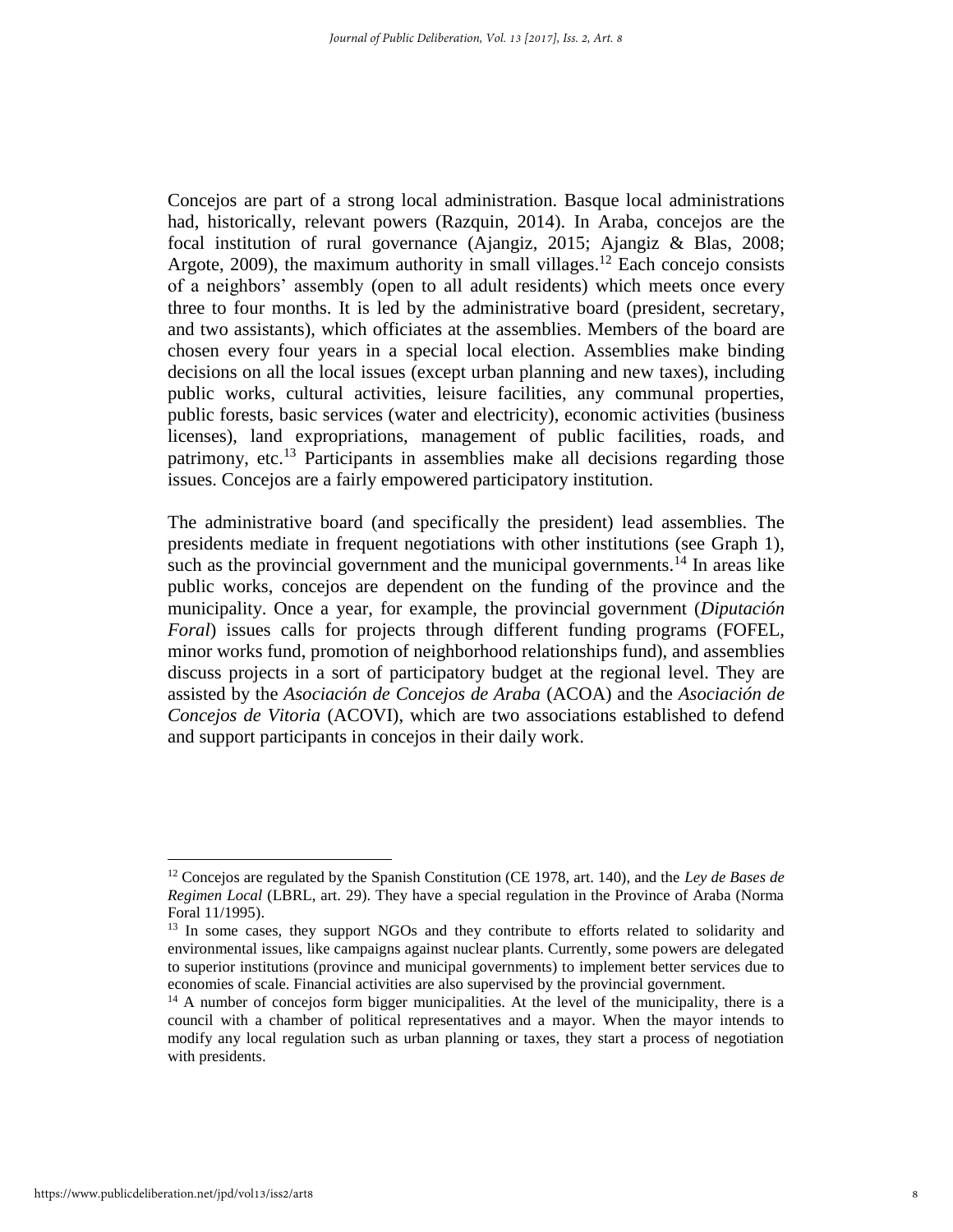Concejos are part of a strong local administration. Basque local administrations had, historically, relevant powers (Razquin, 2014). In Araba, concejos are the focal institution of rural governance (Ajangiz, 2015; Ajangiz & Blas, 2008; Argote, 2009), the maximum authority in small villages.[12] Each concejo consists of a neighbors' assembly (open to all adult residents) which meets once every three to four months. It is led by the administrative board (president, secretary, and two assistants), which officiates at the assemblies. Members of the board are chosen every four years in a special local election. Assemblies make binding decisions on all the local issues (except urban planning and new taxes), including public works, cultural activities, leisure facilities, any communal properties, public forests, basic services (water and electricity), economic activities (business licenses), land expropriations, management of public facilities, roads, and patrimony, etc.[13] Participants in assemblies make all decisions regarding those issues. Concejos are a fairly empowered participatory institution.

The administrative board (and specifically the president) lead assemblies. The presidents mediate in frequent negotiations with other institutions (see Graph 1), such as the provincial government and the municipal governments.[14] In areas like public works, concejos are dependent on the funding of the province and the municipality. Once a year, for example, the provincial government (*Diputación Foral*) issues calls for projects through different funding programs (FOFEL, minor works fund, promotion of neighborhood relationships fund), and assemblies discuss projects in a sort of participatory budget at the regional level. They are assisted by the *Asociación de Concejos de Araba* (ACOA) and the *Asociación de Concejos de Vitoria* (ACOVI), which are two associations established to defend and support participants in concejos in their daily work.

---

[12] Concejos are regulated by the Spanish Constitution (CE 1978, art. 140), and the *Ley de Bases de Regimen Local* (LBRL, art. 29). They have a special regulation in the Province of Araba (Norma Foral 11/1995).

[13] In some cases, they support NGOs and they contribute to efforts related to solidarity and environmental issues, like campaigns against nuclear plants. Currently, some powers are delegated to superior institutions (province and municipal governments) to implement better services due to economies of scale. Financial activities are also supervised by the provincial government.

[14] A number of concejos form bigger municipalities. At the level of the municipality, there is a council with a chamber of political representatives and a mayor. When the mayor intends to modify any local regulation such as urban planning or taxes, they start a process of negotiation with presidents.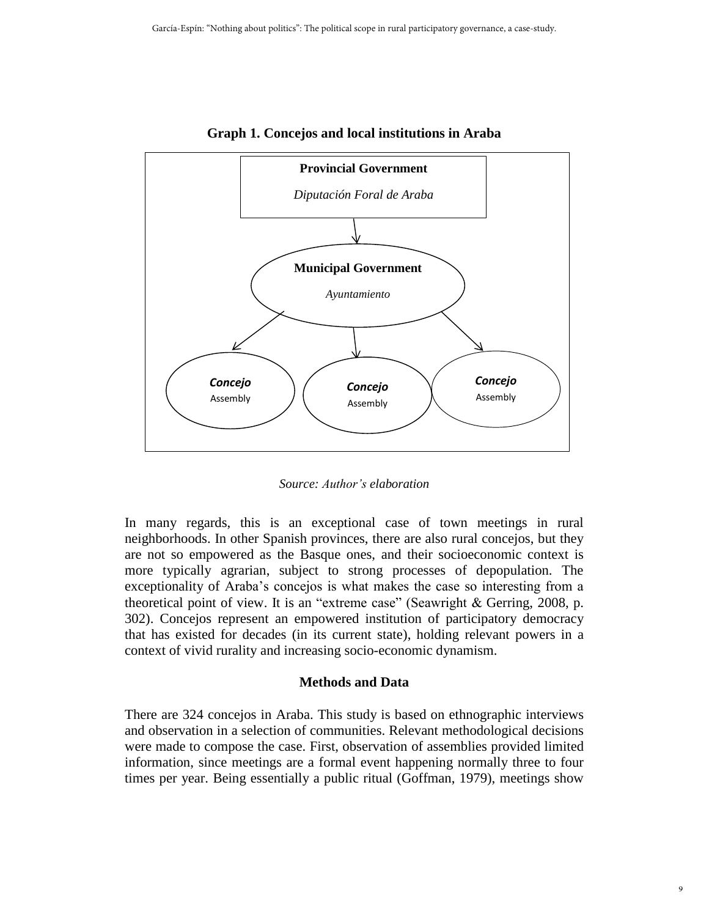**Graph 1. Concejos and local institutions in Araba**

**Provincial Government**

*Diputación Foral de Araba*

**Municipal Government**

*Ayuntamiento*

***Concejo*** Assembly

***Concejo*** Assembly

***Concejo*** Assembly

*Source: Author's elaboration*

In many regards, this is an exceptional case of town meetings in rural neighborhoods. In other Spanish provinces, there are also rural concejos, but they are not so empowered as the Basque ones, and their socioeconomic context is more typically agrarian, subject to strong processes of depopulation. The exceptionality of Araba's concejos is what makes the case so interesting from a theoretical point of view. It is an "extreme case" (Seawright & Gerring, 2008, p. 302). Concejos represent an empowered institution of participatory democracy that has existed for decades (in its current state), holding relevant powers in a context of vivid rurality and increasing socio-economic dynamism.

## Methods and Data

There are 324 concejos in Araba. This study is based on ethnographic interviews and observation in a selection of communities. Relevant methodological decisions were made to compose the case. First, observation of assemblies provided limited information, since meetings are a formal event happening normally three to four times per year. Being essentially a public ritual (Goffman, 1979), meetings show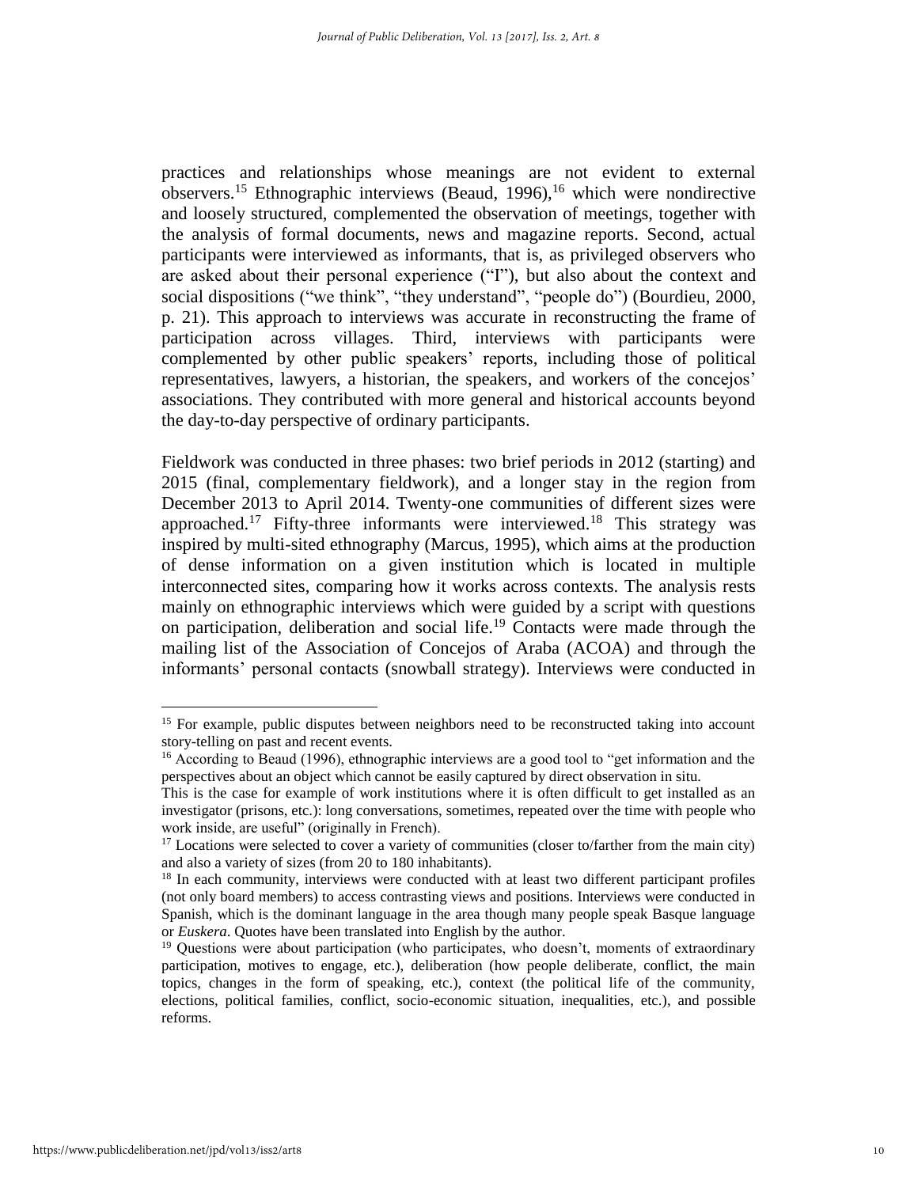practices and relationships whose meanings are not evident to external observers.[15] Ethnographic interviews (Beaud, 1996),[16] which were nondirective and loosely structured, complemented the observation of meetings, together with the analysis of formal documents, news and magazine reports. Second, actual participants were interviewed as informants, that is, as privileged observers who are asked about their personal experience ("I"), but also about the context and social dispositions ("we think", "they understand", "people do") (Bourdieu, 2000, p. 21). This approach to interviews was accurate in reconstructing the frame of participation across villages. Third, interviews with participants were complemented by other public speakers' reports, including those of political representatives, lawyers, a historian, the speakers, and workers of the concejos' associations. They contributed with more general and historical accounts beyond the day-to-day perspective of ordinary participants.

Fieldwork was conducted in three phases: two brief periods in 2012 (starting) and 2015 (final, complementary fieldwork), and a longer stay in the region from December 2013 to April 2014. Twenty-one communities of different sizes were approached.[17] Fifty-three informants were interviewed.[18] This strategy was inspired by multi-sited ethnography (Marcus, 1995), which aims at the production of dense information on a given institution which is located in multiple interconnected sites, comparing how it works across contexts. The analysis rests mainly on ethnographic interviews which were guided by a script with questions on participation, deliberation and social life.[19] Contacts were made through the mailing list of the Association of Concejos of Araba (ACOA) and through the informants' personal contacts (snowball strategy). Interviews were conducted in

---

[15] For example, public disputes between neighbors need to be reconstructed taking into account story-telling on past and recent events.

[16] According to Beaud (1996), ethnographic interviews are a good tool to "get information and the perspectives about an object which cannot be easily captured by direct observation in situ. This is the case for example of work institutions where it is often difficult to get installed as an investigator (prisons, etc.): long conversations, sometimes, repeated over the time with people who work inside, are useful" (originally in French).

[17] Locations were selected to cover a variety of communities (closer to/farther from the main city) and also a variety of sizes (from 20 to 180 inhabitants).

[18] In each community, interviews were conducted with at least two different participant profiles (not only board members) to access contrasting views and positions. Interviews were conducted in Spanish, which is the dominant language in the area though many people speak Basque language or *Euskera*. Quotes have been translated into English by the author.

[19] Questions were about participation (who participates, who doesn't, moments of extraordinary participation, motives to engage, etc.), deliberation (how people deliberate, conflict, the main topics, changes in the form of speaking, etc.), context (the political life of the community, elections, political families, conflict, socio-economic situation, inequalities, etc.), and possible reforms.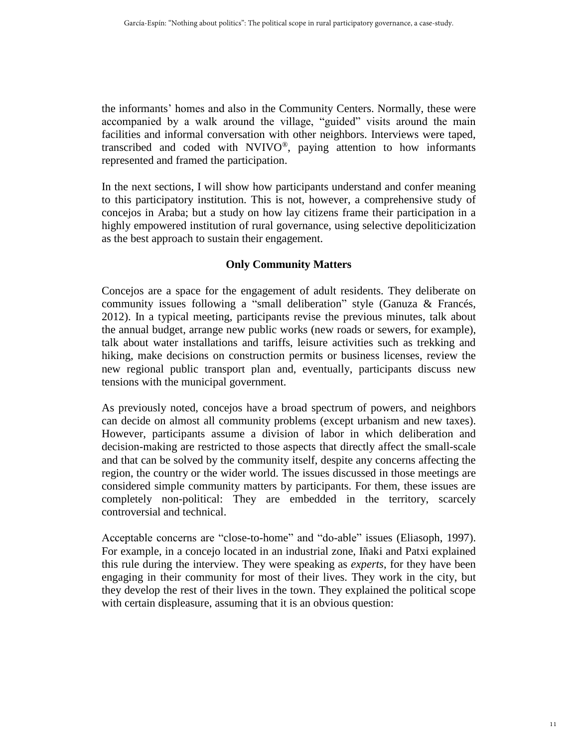the informants' homes and also in the Community Centers. Normally, these were accompanied by a walk around the village, "guided" visits around the main facilities and informal conversation with other neighbors. Interviews were taped, transcribed and coded with NVIVO®, paying attention to how informants represented and framed the participation.

In the next sections, I will show how participants understand and confer meaning to this participatory institution. This is not, however, a comprehensive study of concejos in Araba; but a study on how lay citizens frame their participation in a highly empowered institution of rural governance, using selective depoliticization as the best approach to sustain their engagement.

## Only Community Matters

Concejos are a space for the engagement of adult residents. They deliberate on community issues following a "small deliberation" style (Ganuza & Francés, 2012). In a typical meeting, participants revise the previous minutes, talk about the annual budget, arrange new public works (new roads or sewers, for example), talk about water installations and tariffs, leisure activities such as trekking and hiking, make decisions on construction permits or business licenses, review the new regional public transport plan and, eventually, participants discuss new tensions with the municipal government.

As previously noted, concejos have a broad spectrum of powers, and neighbors can decide on almost all community problems (except urbanism and new taxes). However, participants assume a division of labor in which deliberation and decision-making are restricted to those aspects that directly affect the small-scale and that can be solved by the community itself, despite any concerns affecting the region, the country or the wider world. The issues discussed in those meetings are considered simple community matters by participants. For them, these issues are completely non-political: They are embedded in the territory, scarcely controversial and technical.

Acceptable concerns are "close-to-home" and "do-able" issues (Eliasoph, 1997). For example, in a concejo located in an industrial zone, Iñaki and Patxi explained this rule during the interview. They were speaking as *experts*, for they have been engaging in their community for most of their lives. They work in the city, but they develop the rest of their lives in the town. They explained the political scope with certain displeasure, assuming that it is an obvious question: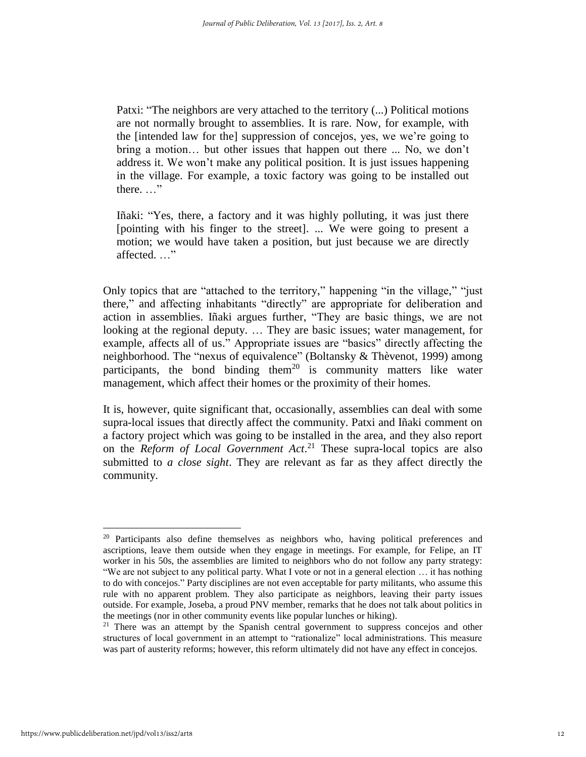> Patxi: “The neighbors are very attached to the territory (...) Political motions are not normally brought to assemblies. It is rare. Now, for example, with the [intended law for the] suppression of concejos, yes, we we’re going to bring a motion… but other issues that happen out there ... No, we don’t address it. We won’t make any political position. It is just issues happening in the village. For example, a toxic factory was going to be installed out there. …”

> Iñaki: “Yes, there, a factory and it was highly polluting, it was just there [pointing with his finger to the street]. ... We were going to present a motion; we would have taken a position, but just because we are directly affected. …”

Only topics that are “attached to the territory,” happening “in the village,” “just there,” and affecting inhabitants “directly” are appropriate for deliberation and action in assemblies. Iñaki argues further, “They are basic things, we are not looking at the regional deputy. … They are basic issues; water management, for example, affects all of us.” Appropriate issues are “basics” directly affecting the neighborhood. The “nexus of equivalence” (Boltansky & Thèvenot, 1999) among participants, the bond binding them[20] is community matters like water management, which affect their homes or the proximity of their homes.

It is, however, quite significant that, occasionally, assemblies can deal with some supra-local issues that directly affect the community. Patxi and Iñaki comment on a factory project which was going to be installed in the area, and they also report on the *Reform of Local Government Act*.[21] These supra-local topics are also submitted to *a close sight*. They are relevant as far as they affect directly the community.

[20] Participants also define themselves as neighbors who, having political preferences and ascriptions, leave them outside when they engage in meetings. For example, for Felipe, an IT worker in his 50s, the assemblies are limited to neighbors who do not follow any party strategy: “We are not subject to any political party. What I vote or not in a general election … it has nothing to do with concejos.” Party disciplines are not even acceptable for party militants, who assume this rule with no apparent problem. They also participate as neighbors, leaving their party issues outside. For example, Joseba, a proud PNV member, remarks that he does not talk about politics in the meetings (nor in other community events like popular lunches or hiking).

[21] There was an attempt by the Spanish central government to suppress concejos and other structures of local government in an attempt to “rationalize” local administrations. This measure was part of austerity reforms; however, this reform ultimately did not have any effect in concejos.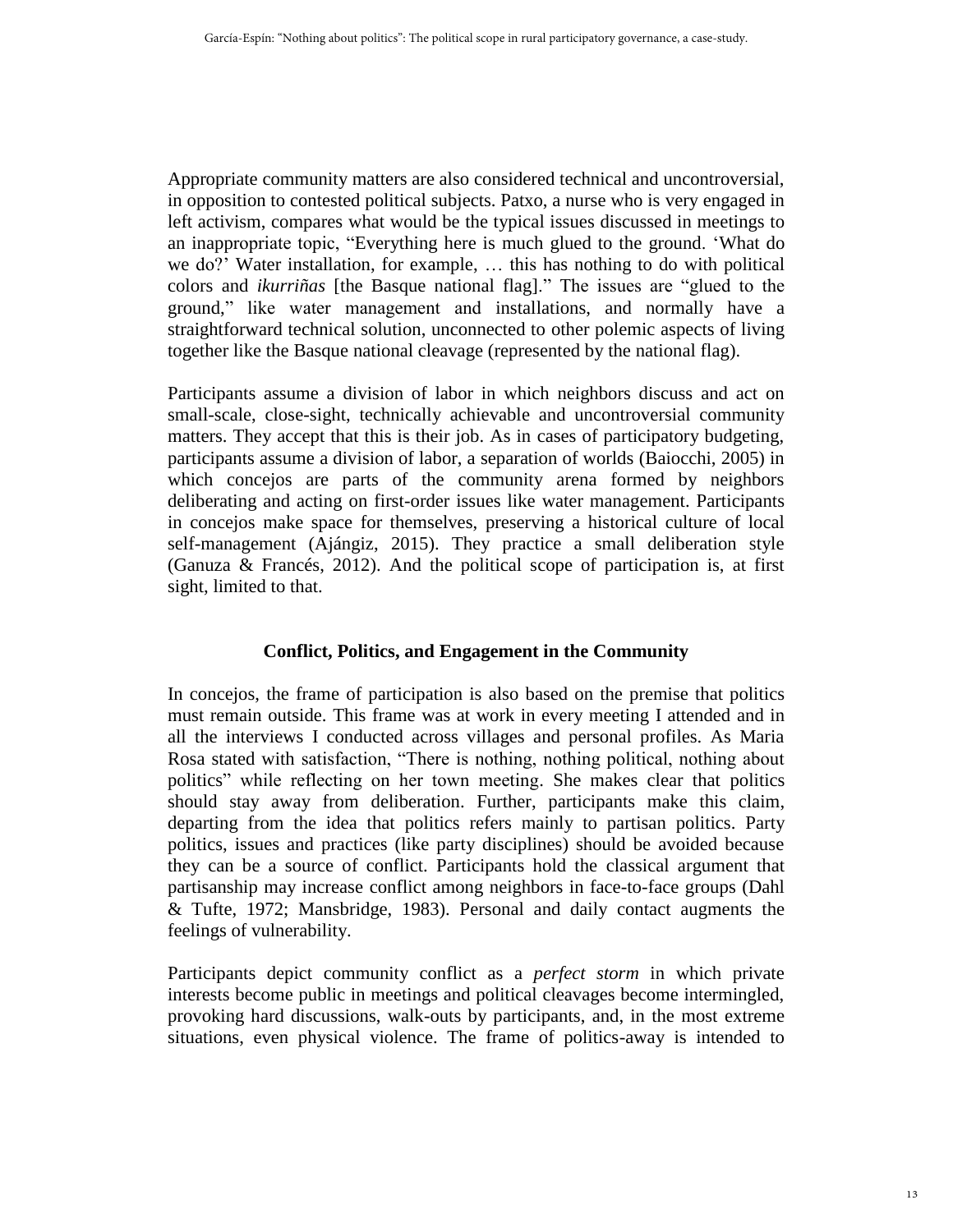Appropriate community matters are also considered technical and uncontroversial, in opposition to contested political subjects. Patxo, a nurse who is very engaged in left activism, compares what would be the typical issues discussed in meetings to an inappropriate topic, "Everything here is much glued to the ground. 'What do we do?' Water installation, for example, … this has nothing to do with political colors and *ikurriñas* [the Basque national flag]." The issues are "glued to the ground," like water management and installations, and normally have a straightforward technical solution, unconnected to other polemic aspects of living together like the Basque national cleavage (represented by the national flag).

Participants assume a division of labor in which neighbors discuss and act on small-scale, close-sight, technically achievable and uncontroversial community matters. They accept that this is their job. As in cases of participatory budgeting, participants assume a division of labor, a separation of worlds (Baiocchi, 2005) in which concejos are parts of the community arena formed by neighbors deliberating and acting on first-order issues like water management. Participants in concejos make space for themselves, preserving a historical culture of local self-management (Ajángiz, 2015). They practice a small deliberation style (Ganuza & Francés, 2012). And the political scope of participation is, at first sight, limited to that.

## Conflict, Politics, and Engagement in the Community

In concejos, the frame of participation is also based on the premise that politics must remain outside. This frame was at work in every meeting I attended and in all the interviews I conducted across villages and personal profiles. As Maria Rosa stated with satisfaction, "There is nothing, nothing political, nothing about politics" while reflecting on her town meeting. She makes clear that politics should stay away from deliberation. Further, participants make this claim, departing from the idea that politics refers mainly to partisan politics. Party politics, issues and practices (like party disciplines) should be avoided because they can be a source of conflict. Participants hold the classical argument that partisanship may increase conflict among neighbors in face-to-face groups (Dahl & Tufte, 1972; Mansbridge, 1983). Personal and daily contact augments the feelings of vulnerability.

Participants depict community conflict as a *perfect storm* in which private interests become public in meetings and political cleavages become intermingled, provoking hard discussions, walk-outs by participants, and, in the most extreme situations, even physical violence. The frame of politics-away is intended to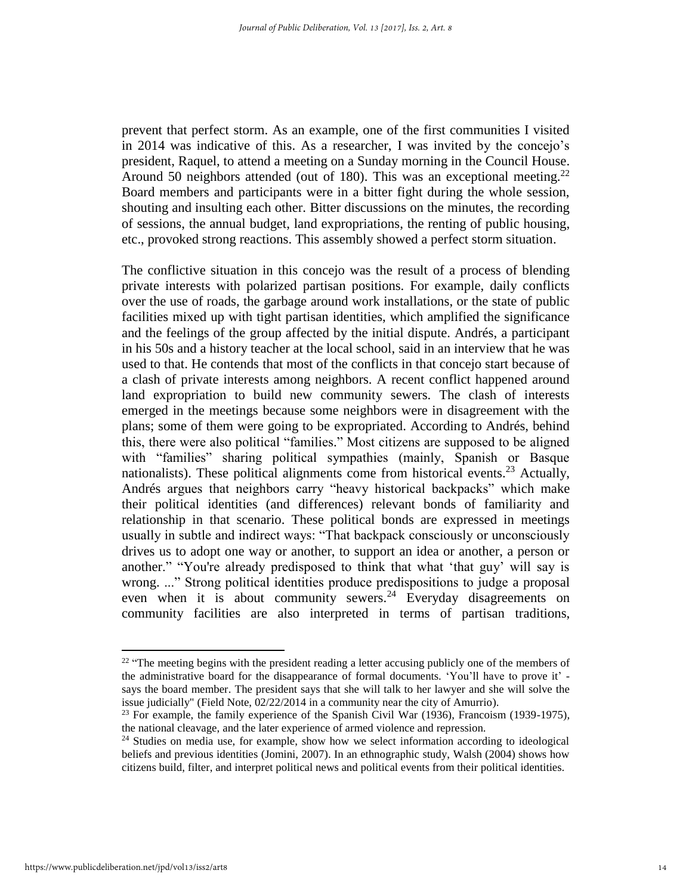prevent that perfect storm. As an example, one of the first communities I visited in 2014 was indicative of this. As a researcher, I was invited by the concejo's president, Raquel, to attend a meeting on a Sunday morning in the Council House. Around 50 neighbors attended (out of 180). This was an exceptional meeting.[22] Board members and participants were in a bitter fight during the whole session, shouting and insulting each other. Bitter discussions on the minutes, the recording of sessions, the annual budget, land expropriations, the renting of public housing, etc., provoked strong reactions. This assembly showed a perfect storm situation.

The conflictive situation in this concejo was the result of a process of blending private interests with polarized partisan positions. For example, daily conflicts over the use of roads, the garbage around work installations, or the state of public facilities mixed up with tight partisan identities, which amplified the significance and the feelings of the group affected by the initial dispute. Andrés, a participant in his 50s and a history teacher at the local school, said in an interview that he was used to that. He contends that most of the conflicts in that concejo start because of a clash of private interests among neighbors. A recent conflict happened around land expropriation to build new community sewers. The clash of interests emerged in the meetings because some neighbors were in disagreement with the plans; some of them were going to be expropriated. According to Andrés, behind this, there were also political "families." Most citizens are supposed to be aligned with "families" sharing political sympathies (mainly, Spanish or Basque nationalists). These political alignments come from historical events.[23] Actually, Andrés argues that neighbors carry "heavy historical backpacks" which make their political identities (and differences) relevant bonds of familiarity and relationship in that scenario. These political bonds are expressed in meetings usually in subtle and indirect ways: "That backpack consciously or unconsciously drives us to adopt one way or another, to support an idea or another, a person or another." "You're already predisposed to think that what 'that guy' will say is wrong. ..." Strong political identities produce predispositions to judge a proposal even when it is about community sewers.[24] Everyday disagreements on community facilities are also interpreted in terms of partisan traditions,

---

[22] "The meeting begins with the president reading a letter accusing publicly one of the members of the administrative board for the disappearance of formal documents. 'You'll have to prove it' - says the board member. The president says that she will talk to her lawyer and she will solve the issue judicially" (Field Note, 02/22/2014 in a community near the city of Amurrio).

[23] For example, the family experience of the Spanish Civil War (1936), Francoism (1939-1975), the national cleavage, and the later experience of armed violence and repression.

[24] Studies on media use, for example, show how we select information according to ideological beliefs and previous identities (Jomini, 2007). In an ethnographic study, Walsh (2004) shows how citizens build, filter, and interpret political news and political events from their political identities.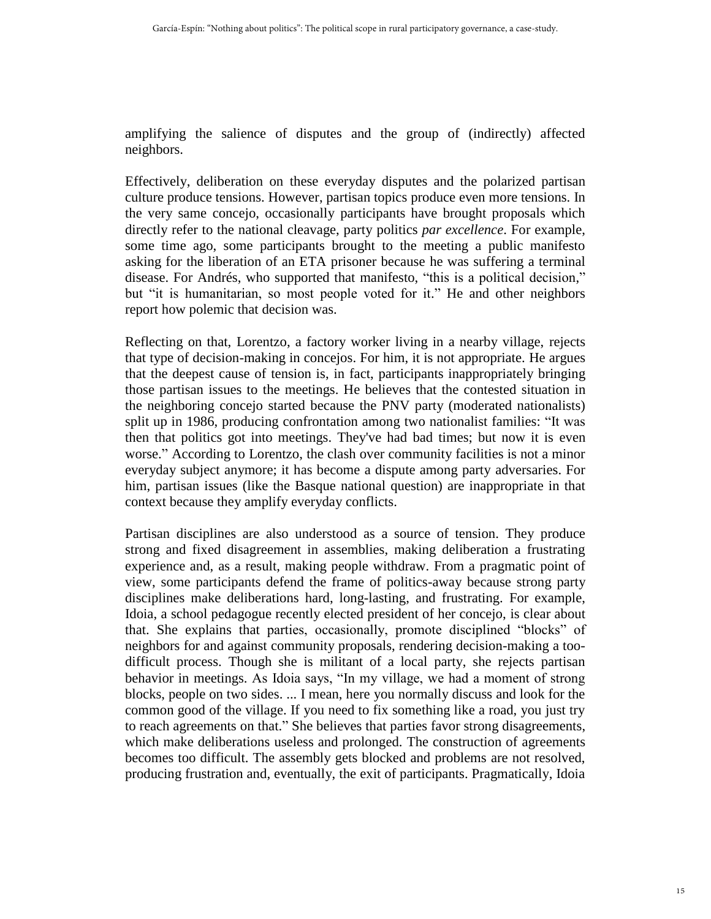amplifying the salience of disputes and the group of (indirectly) affected neighbors.

Effectively, deliberation on these everyday disputes and the polarized partisan culture produce tensions. However, partisan topics produce even more tensions. In the very same concejo, occasionally participants have brought proposals which directly refer to the national cleavage, party politics *par excellence*. For example, some time ago, some participants brought to the meeting a public manifesto asking for the liberation of an ETA prisoner because he was suffering a terminal disease. For Andrés, who supported that manifesto, "this is a political decision," but "it is humanitarian, so most people voted for it." He and other neighbors report how polemic that decision was.

Reflecting on that, Lorentzo, a factory worker living in a nearby village, rejects that type of decision-making in concejos. For him, it is not appropriate. He argues that the deepest cause of tension is, in fact, participants inappropriately bringing those partisan issues to the meetings. He believes that the contested situation in the neighboring concejo started because the PNV party (moderated nationalists) split up in 1986, producing confrontation among two nationalist families: "It was then that politics got into meetings. They've had bad times; but now it is even worse." According to Lorentzo, the clash over community facilities is not a minor everyday subject anymore; it has become a dispute among party adversaries. For him, partisan issues (like the Basque national question) are inappropriate in that context because they amplify everyday conflicts.

Partisan disciplines are also understood as a source of tension. They produce strong and fixed disagreement in assemblies, making deliberation a frustrating experience and, as a result, making people withdraw. From a pragmatic point of view, some participants defend the frame of politics-away because strong party disciplines make deliberations hard, long-lasting, and frustrating. For example, Idoia, a school pedagogue recently elected president of her concejo, is clear about that. She explains that parties, occasionally, promote disciplined "blocks" of neighbors for and against community proposals, rendering decision-making a too-difficult process. Though she is militant of a local party, she rejects partisan behavior in meetings. As Idoia says, "In my village, we had a moment of strong blocks, people on two sides. ... I mean, here you normally discuss and look for the common good of the village. If you need to fix something like a road, you just try to reach agreements on that." She believes that parties favor strong disagreements, which make deliberations useless and prolonged. The construction of agreements becomes too difficult. The assembly gets blocked and problems are not resolved, producing frustration and, eventually, the exit of participants. Pragmatically, Idoia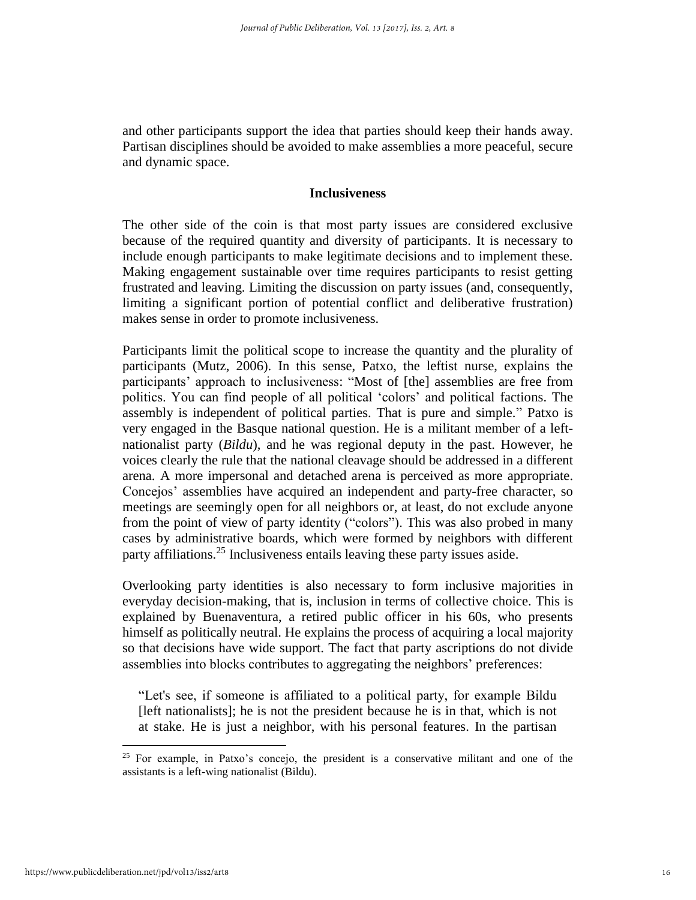and other participants support the idea that parties should keep their hands away. Partisan disciplines should be avoided to make assemblies a more peaceful, secure and dynamic space.

### Inclusiveness

The other side of the coin is that most party issues are considered exclusive because of the required quantity and diversity of participants. It is necessary to include enough participants to make legitimate decisions and to implement these. Making engagement sustainable over time requires participants to resist getting frustrated and leaving. Limiting the discussion on party issues (and, consequently, limiting a significant portion of potential conflict and deliberative frustration) makes sense in order to promote inclusiveness.

Participants limit the political scope to increase the quantity and the plurality of participants (Mutz, 2006). In this sense, Patxo, the leftist nurse, explains the participants' approach to inclusiveness: "Most of [the] assemblies are free from politics. You can find people of all political 'colors' and political factions. The assembly is independent of political parties. That is pure and simple." Patxo is very engaged in the Basque national question. He is a militant member of a left-nationalist party (*Bildu*), and he was regional deputy in the past. However, he voices clearly the rule that the national cleavage should be addressed in a different arena. A more impersonal and detached arena is perceived as more appropriate. Concejos' assemblies have acquired an independent and party-free character, so meetings are seemingly open for all neighbors or, at least, do not exclude anyone from the point of view of party identity ("colors"). This was also probed in many cases by administrative boards, which were formed by neighbors with different party affiliations.[25] Inclusiveness entails leaving these party issues aside.

Overlooking party identities is also necessary to form inclusive majorities in everyday decision-making, that is, inclusion in terms of collective choice. This is explained by Buenaventura, a retired public officer in his 60s, who presents himself as politically neutral. He explains the process of acquiring a local majority so that decisions have wide support. The fact that party ascriptions do not divide assemblies into blocks contributes to aggregating the neighbors' preferences:

> "Let's see, if someone is affiliated to a political party, for example Bildu [left nationalists]; he is not the president because he is in that, which is not at stake. He is just a neighbor, with his personal features. In the partisan

[25] For example, in Patxo's concejo, the president is a conservative militant and one of the assistants is a left-wing nationalist (Bildu).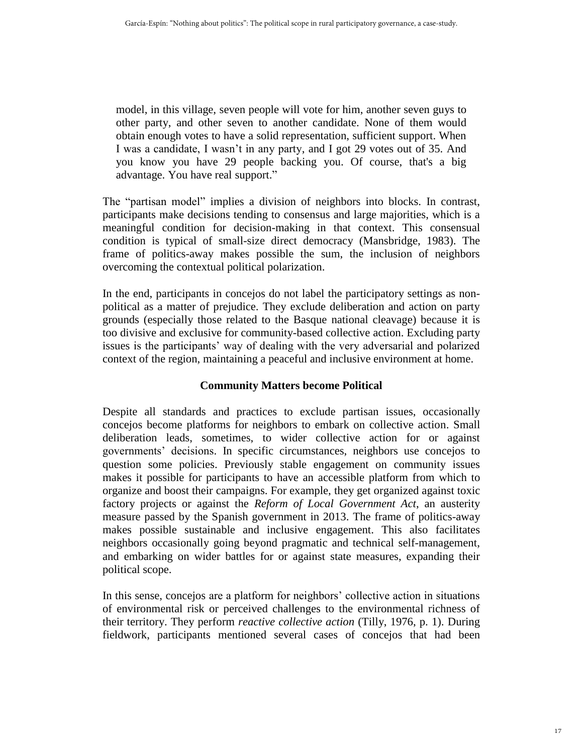> model, in this village, seven people will vote for him, another seven guys to other party, and other seven to another candidate. None of them would obtain enough votes to have a solid representation, sufficient support. When I was a candidate, I wasn't in any party, and I got 29 votes out of 35. And you know you have 29 people backing you. Of course, that's a big advantage. You have real support."

The "partisan model" implies a division of neighbors into blocks. In contrast, participants make decisions tending to consensus and large majorities, which is a meaningful condition for decision-making in that context. This consensual condition is typical of small-size direct democracy (Mansbridge, 1983). The frame of politics-away makes possible the sum, the inclusion of neighbors overcoming the contextual political polarization.

In the end, participants in concejos do not label the participatory settings as non-political as a matter of prejudice. They exclude deliberation and action on party grounds (especially those related to the Basque national cleavage) because it is too divisive and exclusive for community-based collective action. Excluding party issues is the participants' way of dealing with the very adversarial and polarized context of the region, maintaining a peaceful and inclusive environment at home.

### Community Matters become Political

Despite all standards and practices to exclude partisan issues, occasionally concejos become platforms for neighbors to embark on collective action. Small deliberation leads, sometimes, to wider collective action for or against governments' decisions. In specific circumstances, neighbors use concejos to question some policies. Previously stable engagement on community issues makes it possible for participants to have an accessible platform from which to organize and boost their campaigns. For example, they get organized against toxic factory projects or against the *Reform of Local Government Act*, an austerity measure passed by the Spanish government in 2013. The frame of politics-away makes possible sustainable and inclusive engagement. This also facilitates neighbors occasionally going beyond pragmatic and technical self-management, and embarking on wider battles for or against state measures, expanding their political scope.

In this sense, concejos are a platform for neighbors' collective action in situations of environmental risk or perceived challenges to the environmental richness of their territory. They perform *reactive collective action* (Tilly, 1976, p. 1). During fieldwork, participants mentioned several cases of concejos that had been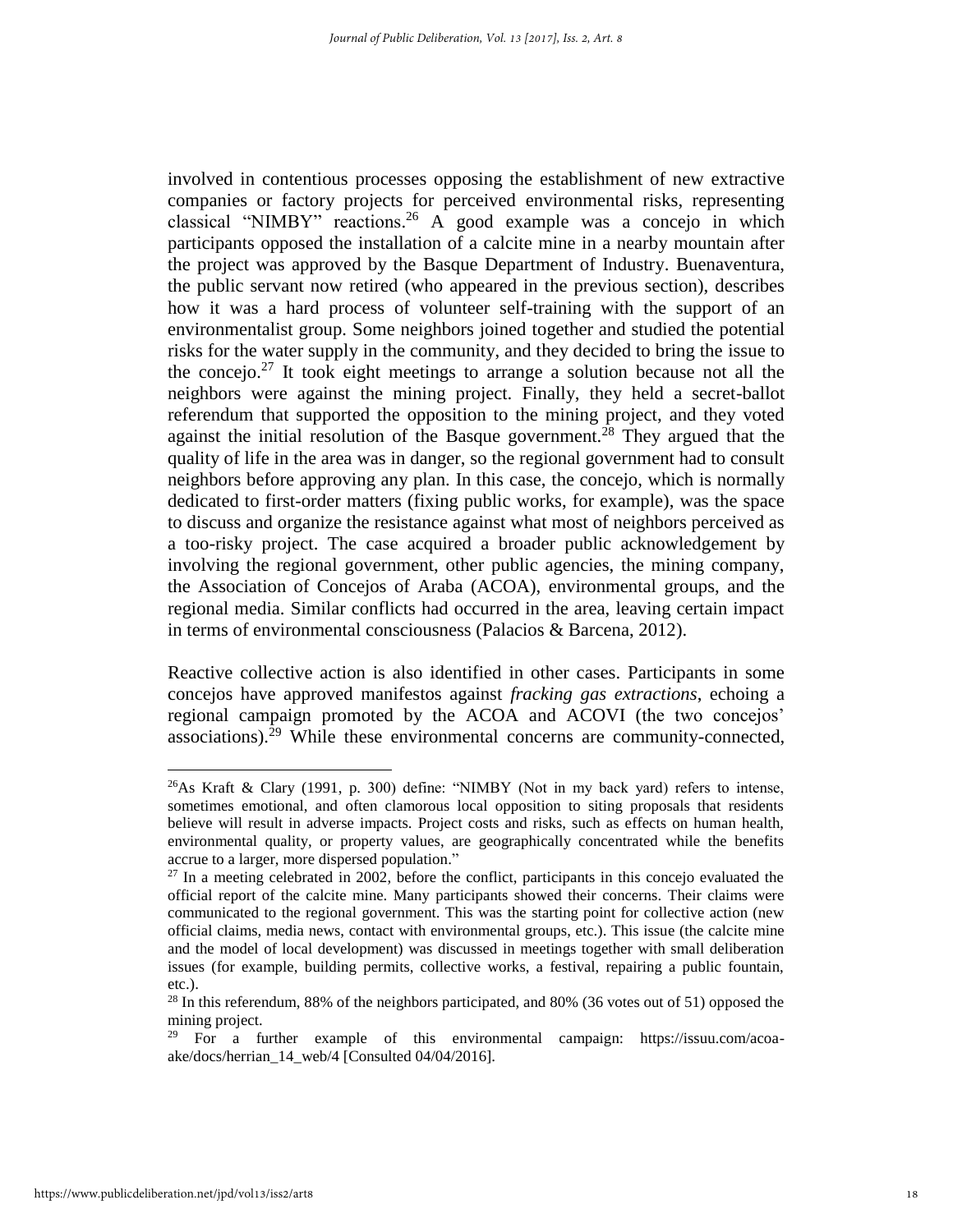involved in contentious processes opposing the establishment of new extractive companies or factory projects for perceived environmental risks, representing classical "NIMBY" reactions.[26] A good example was a concejo in which participants opposed the installation of a calcite mine in a nearby mountain after the project was approved by the Basque Department of Industry. Buenaventura, the public servant now retired (who appeared in the previous section), describes how it was a hard process of volunteer self-training with the support of an environmentalist group. Some neighbors joined together and studied the potential risks for the water supply in the community, and they decided to bring the issue to the concejo.[27] It took eight meetings to arrange a solution because not all the neighbors were against the mining project. Finally, they held a secret-ballot referendum that supported the opposition to the mining project, and they voted against the initial resolution of the Basque government.[28] They argued that the quality of life in the area was in danger, so the regional government had to consult neighbors before approving any plan. In this case, the concejo, which is normally dedicated to first-order matters (fixing public works, for example), was the space to discuss and organize the resistance against what most of neighbors perceived as a too-risky project. The case acquired a broader public acknowledgement by involving the regional government, other public agencies, the mining company, the Association of Concejos of Araba (ACOA), environmental groups, and the regional media. Similar conflicts had occurred in the area, leaving certain impact in terms of environmental consciousness (Palacios & Barcena, 2012).

Reactive collective action is also identified in other cases. Participants in some concejos have approved manifestos against *fracking gas extractions*, echoing a regional campaign promoted by the ACOA and ACOVI (the two concejos' associations).[29] While these environmental concerns are community-connected,

---

[26] As Kraft & Clary (1991, p. 300) define: "NIMBY (Not in my back yard) refers to intense, sometimes emotional, and often clamorous local opposition to siting proposals that residents believe will result in adverse impacts. Project costs and risks, such as effects on human health, environmental quality, or property values, are geographically concentrated while the benefits accrue to a larger, more dispersed population."

[27] In a meeting celebrated in 2002, before the conflict, participants in this concejo evaluated the official report of the calcite mine. Many participants showed their concerns. Their claims were communicated to the regional government. This was the starting point for collective action (new official claims, media news, contact with environmental groups, etc.). This issue (the calcite mine and the model of local development) was discussed in meetings together with small deliberation issues (for example, building permits, collective works, a festival, repairing a public fountain, etc.).

[28] In this referendum, 88% of the neighbors participated, and 80% (36 votes out of 51) opposed the mining project.

[29] For a further example of this environmental campaign: https://issuu.com/acoa-ake/docs/herrian_14_web/4 [Consulted 04/04/2016].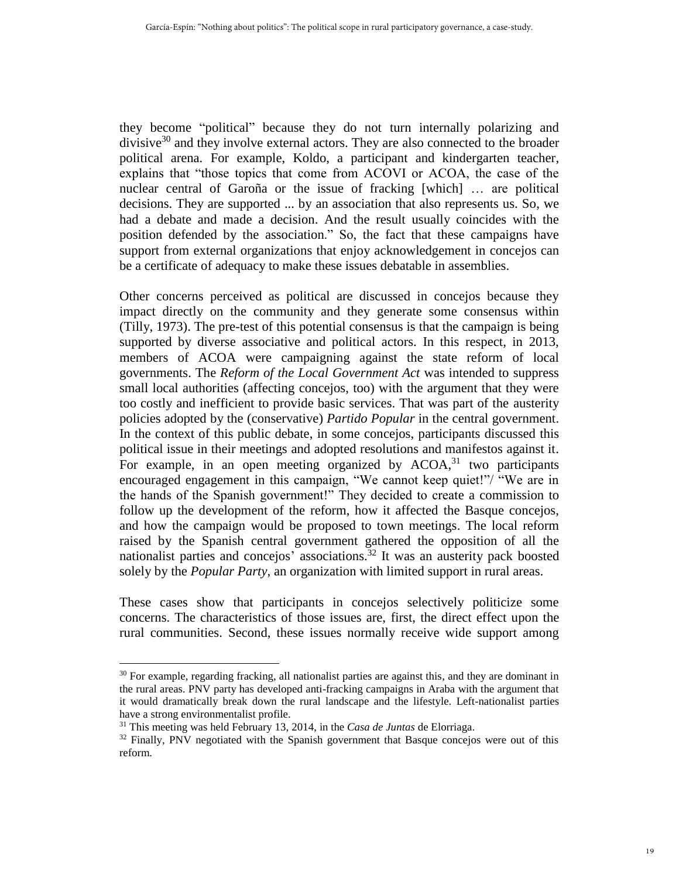they become "political" because they do not turn internally polarizing and divisive[30] and they involve external actors. They are also connected to the broader political arena. For example, Koldo, a participant and kindergarten teacher, explains that "those topics that come from ACOVI or ACOA, the case of the nuclear central of Garoña or the issue of fracking [which] … are political decisions. They are supported ... by an association that also represents us. So, we had a debate and made a decision. And the result usually coincides with the position defended by the association." So, the fact that these campaigns have support from external organizations that enjoy acknowledgement in concejos can be a certificate of adequacy to make these issues debatable in assemblies.

Other concerns perceived as political are discussed in concejos because they impact directly on the community and they generate some consensus within (Tilly, 1973). The pre-test of this potential consensus is that the campaign is being supported by diverse associative and political actors. In this respect, in 2013, members of ACOA were campaigning against the state reform of local governments. The *Reform of the Local Government Act* was intended to suppress small local authorities (affecting concejos, too) with the argument that they were too costly and inefficient to provide basic services. That was part of the austerity policies adopted by the (conservative) *Partido Popular* in the central government. In the context of this public debate, in some concejos, participants discussed this political issue in their meetings and adopted resolutions and manifestos against it. For example, in an open meeting organized by ACOA,[31] two participants encouraged engagement in this campaign, "We cannot keep quiet!"/ "We are in the hands of the Spanish government!" They decided to create a commission to follow up the development of the reform, how it affected the Basque concejos, and how the campaign would be proposed to town meetings. The local reform raised by the Spanish central government gathered the opposition of all the nationalist parties and concejos' associations.[32] It was an austerity pack boosted solely by the *Popular Party*, an organization with limited support in rural areas.

These cases show that participants in concejos selectively politicize some concerns. The characteristics of those issues are, first, the direct effect upon the rural communities. Second, these issues normally receive wide support among

---

[30] For example, regarding fracking, all nationalist parties are against this, and they are dominant in the rural areas. PNV party has developed anti-fracking campaigns in Araba with the argument that it would dramatically break down the rural landscape and the lifestyle. Left-nationalist parties have a strong environmentalist profile.

[31] This meeting was held February 13, 2014, in the *Casa de Juntas* de Elorriaga.

[32] Finally, PNV negotiated with the Spanish government that Basque concejos were out of this reform.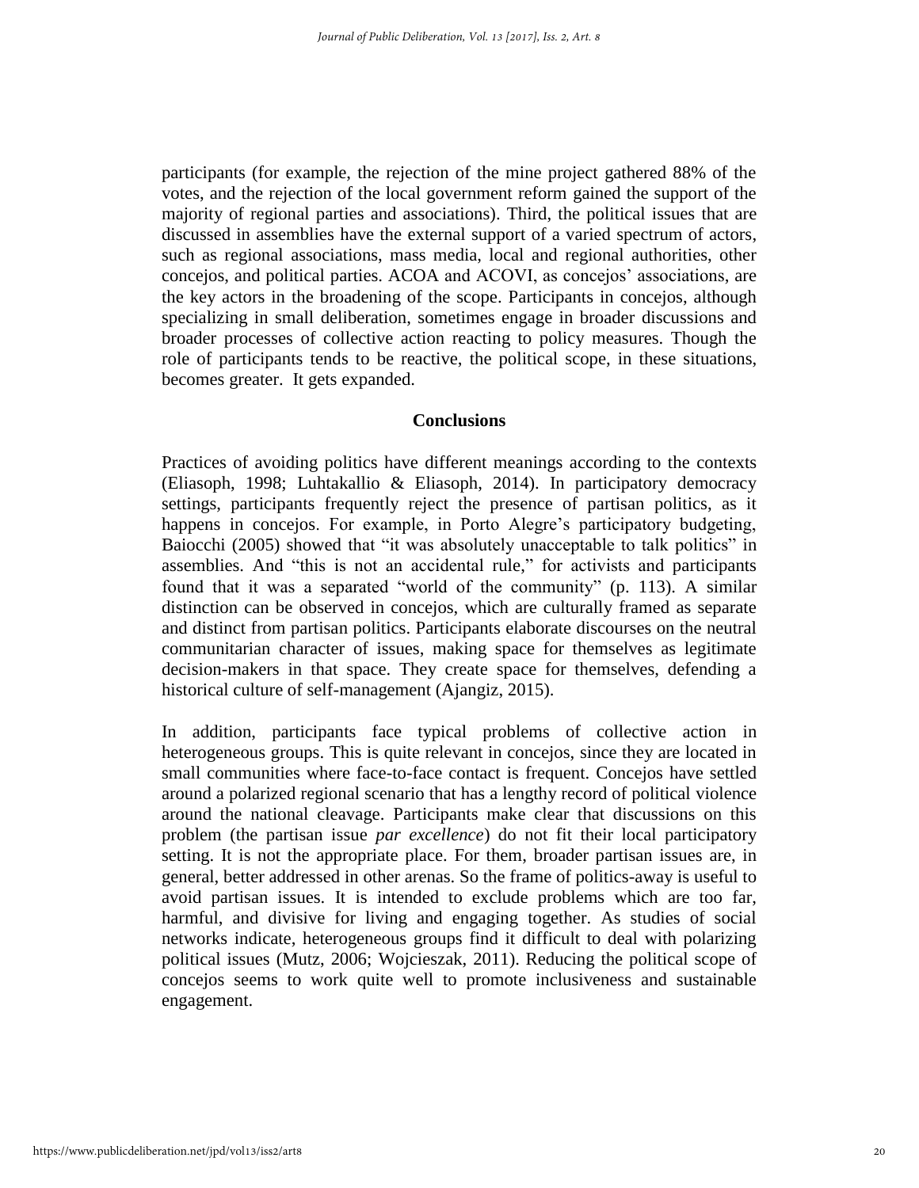participants (for example, the rejection of the mine project gathered 88% of the votes, and the rejection of the local government reform gained the support of the majority of regional parties and associations). Third, the political issues that are discussed in assemblies have the external support of a varied spectrum of actors, such as regional associations, mass media, local and regional authorities, other concejos, and political parties. ACOA and ACOVI, as concejos' associations, are the key actors in the broadening of the scope. Participants in concejos, although specializing in small deliberation, sometimes engage in broader discussions and broader processes of collective action reacting to policy measures. Though the role of participants tends to be reactive, the political scope, in these situations, becomes greater. It gets expanded.

## Conclusions

Practices of avoiding politics have different meanings according to the contexts (Eliasoph, 1998; Luhtakallio & Eliasoph, 2014). In participatory democracy settings, participants frequently reject the presence of partisan politics, as it happens in concejos. For example, in Porto Alegre's participatory budgeting, Baiocchi (2005) showed that "it was absolutely unacceptable to talk politics" in assemblies. And "this is not an accidental rule," for activists and participants found that it was a separated "world of the community" (p. 113). A similar distinction can be observed in concejos, which are culturally framed as separate and distinct from partisan politics. Participants elaborate discourses on the neutral communitarian character of issues, making space for themselves as legitimate decision-makers in that space. They create space for themselves, defending a historical culture of self-management (Ajangiz, 2015).

In addition, participants face typical problems of collective action in heterogeneous groups. This is quite relevant in concejos, since they are located in small communities where face-to-face contact is frequent. Concejos have settled around a polarized regional scenario that has a lengthy record of political violence around the national cleavage. Participants make clear that discussions on this problem (the partisan issue *par excellence*) do not fit their local participatory setting. It is not the appropriate place. For them, broader partisan issues are, in general, better addressed in other arenas. So the frame of politics-away is useful to avoid partisan issues. It is intended to exclude problems which are too far, harmful, and divisive for living and engaging together. As studies of social networks indicate, heterogeneous groups find it difficult to deal with polarizing political issues (Mutz, 2006; Wojcieszak, 2011). Reducing the political scope of concejos seems to work quite well to promote inclusiveness and sustainable engagement.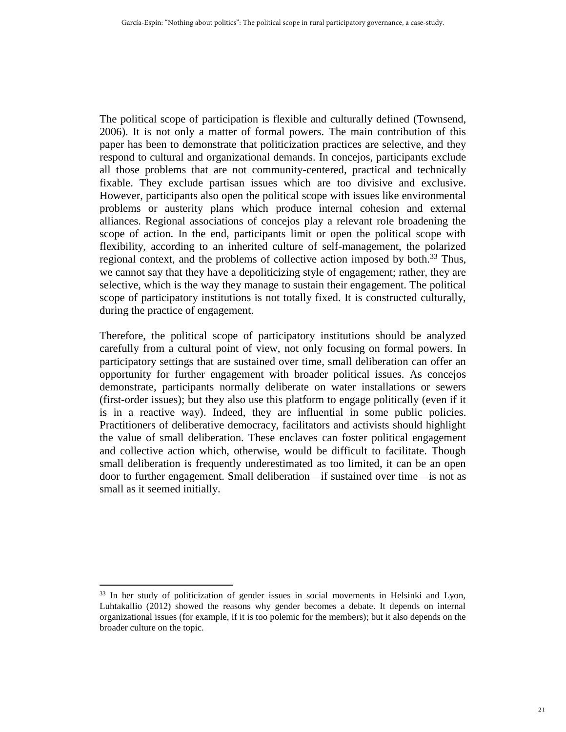The political scope of participation is flexible and culturally defined (Townsend, 2006). It is not only a matter of formal powers. The main contribution of this paper has been to demonstrate that politicization practices are selective, and they respond to cultural and organizational demands. In concejos, participants exclude all those problems that are not community-centered, practical and technically fixable. They exclude partisan issues which are too divisive and exclusive. However, participants also open the political scope with issues like environmental problems or austerity plans which produce internal cohesion and external alliances. Regional associations of concejos play a relevant role broadening the scope of action. In the end, participants limit or open the political scope with flexibility, according to an inherited culture of self-management, the polarized regional context, and the problems of collective action imposed by both.[33] Thus, we cannot say that they have a depoliticizing style of engagement; rather, they are selective, which is the way they manage to sustain their engagement. The political scope of participatory institutions is not totally fixed. It is constructed culturally, during the practice of engagement.

Therefore, the political scope of participatory institutions should be analyzed carefully from a cultural point of view, not only focusing on formal powers. In participatory settings that are sustained over time, small deliberation can offer an opportunity for further engagement with broader political issues. As concejos demonstrate, participants normally deliberate on water installations or sewers (first-order issues); but they also use this platform to engage politically (even if it is in a reactive way). Indeed, they are influential in some public policies. Practitioners of deliberative democracy, facilitators and activists should highlight the value of small deliberation. These enclaves can foster political engagement and collective action which, otherwise, would be difficult to facilitate. Though small deliberation is frequently underestimated as too limited, it can be an open door to further engagement. Small deliberation—if sustained over time—is not as small as it seemed initially.

[33] In her study of politicization of gender issues in social movements in Helsinki and Lyon, Luhtakallio (2012) showed the reasons why gender becomes a debate. It depends on internal organizational issues (for example, if it is too polemic for the members); but it also depends on the broader culture on the topic.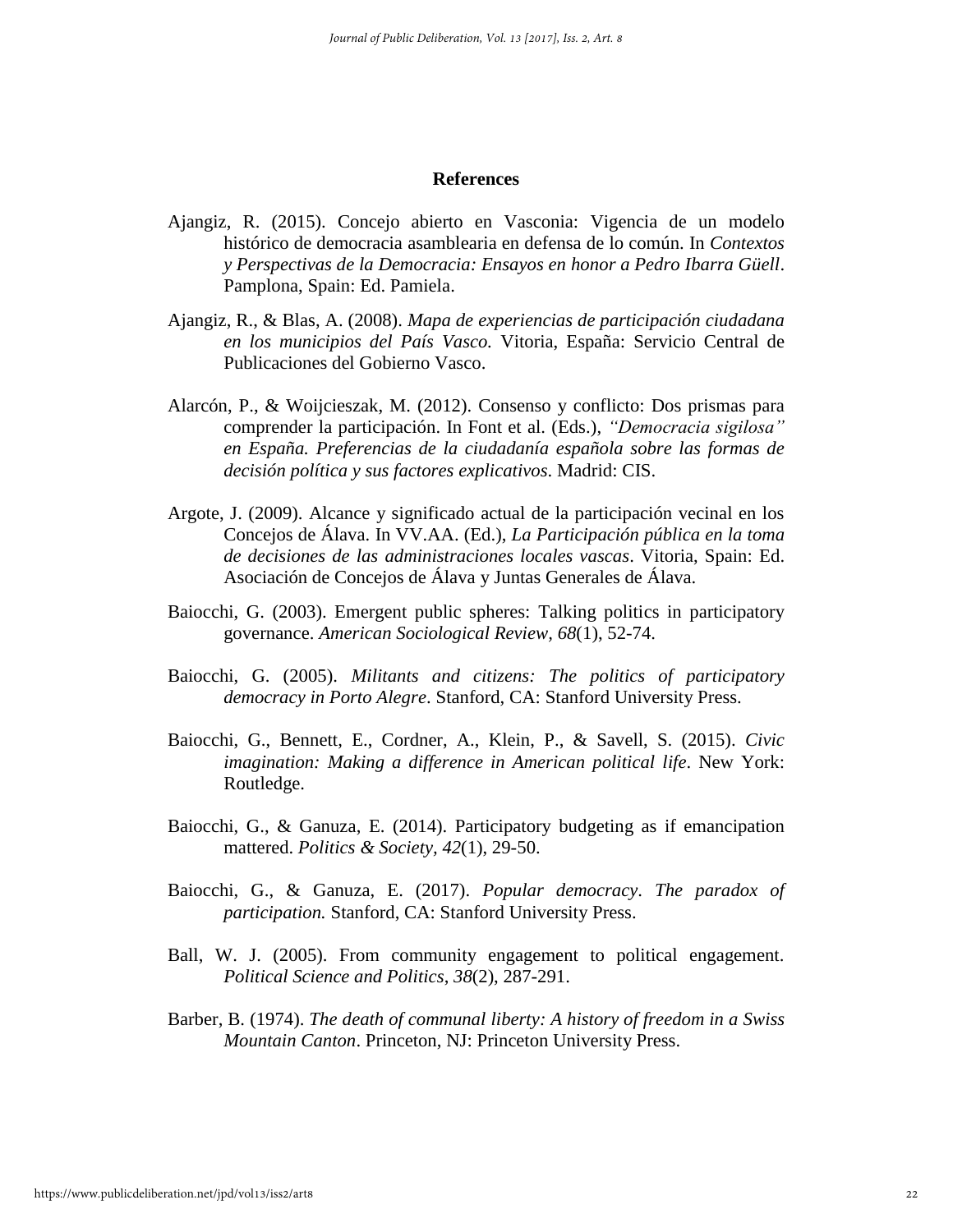## References

Ajangiz, R. (2015). Concejo abierto en Vasconia: Vigencia de un modelo histórico de democracia asamblearia en defensa de lo común. In *Contextos y Perspectivas de la Democracia: Ensayos en honor a Pedro Ibarra Güell*. Pamplona, Spain: Ed. Pamiela.

Ajangiz, R., & Blas, A. (2008). *Mapa de experiencias de participación ciudadana en los municipios del País Vasco.* Vitoria, España: Servicio Central de Publicaciones del Gobierno Vasco.

Alarcón, P., & Woijcieszak, M. (2012). Consenso y conflicto: Dos prismas para comprender la participación. In Font et al. (Eds.), *"Democracia sigilosa" en España. Preferencias de la ciudadanía española sobre las formas de decisión política y sus factores explicativos*. Madrid: CIS.

Argote, J. (2009). Alcance y significado actual de la participación vecinal en los Concejos de Álava. In VV.AA. (Ed.), *La Participación pública en la toma de decisiones de las administraciones locales vascas*. Vitoria, Spain: Ed. Asociación de Concejos de Álava y Juntas Generales de Álava.

Baiocchi, G. (2003). Emergent public spheres: Talking politics in participatory governance. *American Sociological Review, 68*(1), 52-74.

Baiocchi, G. (2005). *Militants and citizens: The politics of participatory democracy in Porto Alegre*. Stanford, CA: Stanford University Press.

Baiocchi, G., Bennett, E., Cordner, A., Klein, P., & Savell, S. (2015). *Civic imagination: Making a difference in American political life*. New York: Routledge.

Baiocchi, G., & Ganuza, E. (2014). Participatory budgeting as if emancipation mattered. *Politics & Society, 42*(1), 29-50.

Baiocchi, G., & Ganuza, E. (2017). *Popular democracy. The paradox of participation.* Stanford, CA: Stanford University Press.

Ball, W. J. (2005). From community engagement to political engagement. *Political Science and Politics*, *38*(2), 287-291.

Barber, B. (1974). *The death of communal liberty: A history of freedom in a Swiss Mountain Canton*. Princeton, NJ: Princeton University Press.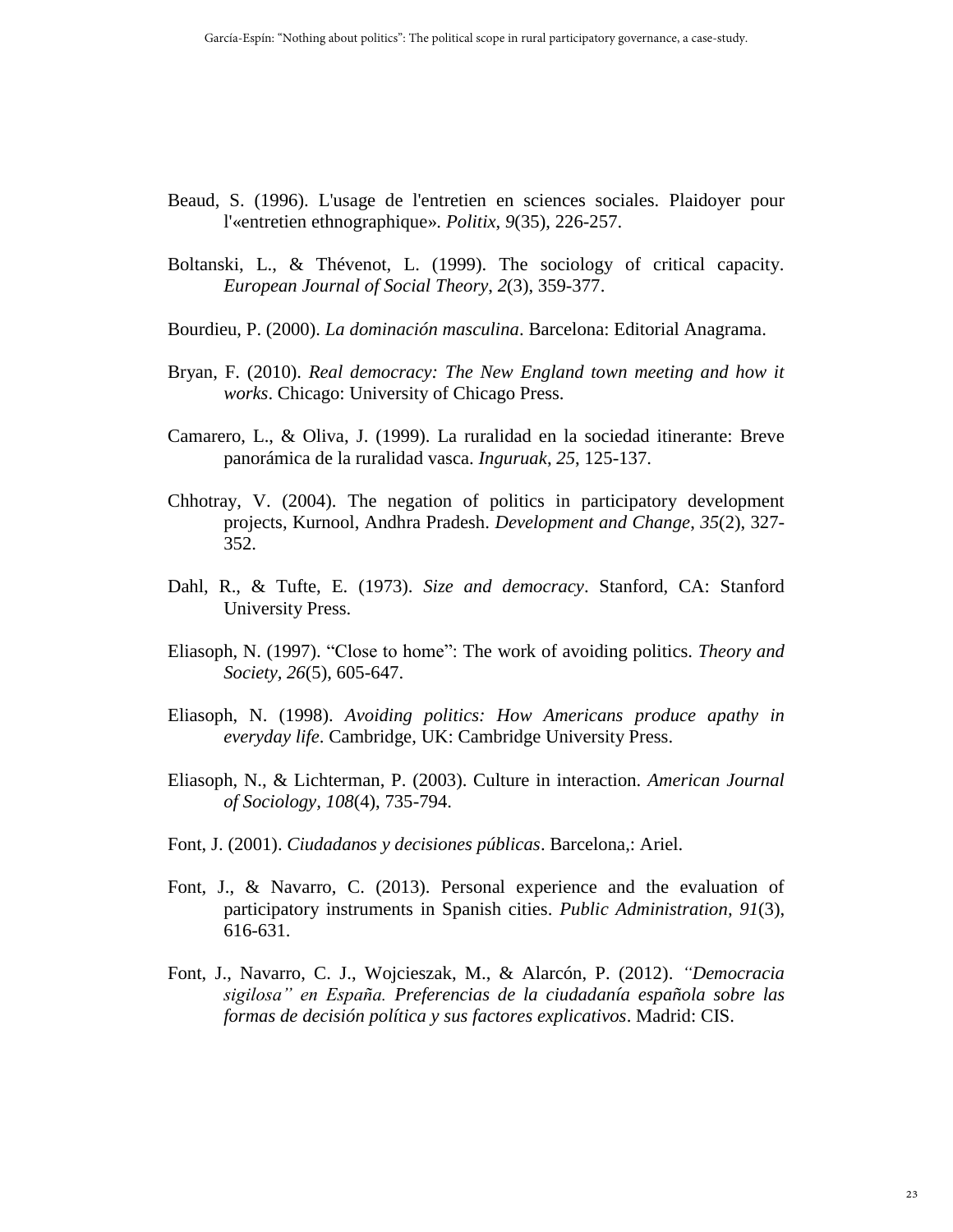Beaud, S. (1996). L'usage de l'entretien en sciences sociales. Plaidoyer pour l'«entretien ethnographique». *Politix*, *9*(35), 226-257.

Boltanski, L., & Thévenot, L. (1999). The sociology of critical capacity. *European Journal of Social Theory*, *2*(3), 359-377.

Bourdieu, P. (2000). *La dominación masculina*. Barcelona: Editorial Anagrama.

Bryan, F. (2010). *Real democracy: The New England town meeting and how it works*. Chicago: University of Chicago Press.

Camarero, L., & Oliva, J. (1999). La ruralidad en la sociedad itinerante: Breve panorámica de la ruralidad vasca. *Inguruak*, *25*, 125-137.

Chhotray, V. (2004). The negation of politics in participatory development projects, Kurnool, Andhra Pradesh. *Development and Change*, *35*(2), 327-352.

Dahl, R., & Tufte, E. (1973). *Size and democracy*. Stanford, CA: Stanford University Press.

Eliasoph, N. (1997). "Close to home": The work of avoiding politics. *Theory and Society*, *26*(5), 605-647.

Eliasoph, N. (1998). *Avoiding politics: How Americans produce apathy in everyday life*. Cambridge, UK: Cambridge University Press.

Eliasoph, N., & Lichterman, P. (2003). Culture in interaction. *American Journal of Sociology*, *108*(4), 735-794.

Font, J. (2001). *Ciudadanos y decisiones públicas*. Barcelona,: Ariel.

Font, J., & Navarro, C. (2013). Personal experience and the evaluation of participatory instruments in Spanish cities. *Public Administration*, *91*(3), 616-631.

Font, J., Navarro, C. J., Wojcieszak, M., & Alarcón, P. (2012). *"Democracia sigilosa" en España. Preferencias de la ciudadanía española sobre las formas de decisión política y sus factores explicativos*. Madrid: CIS.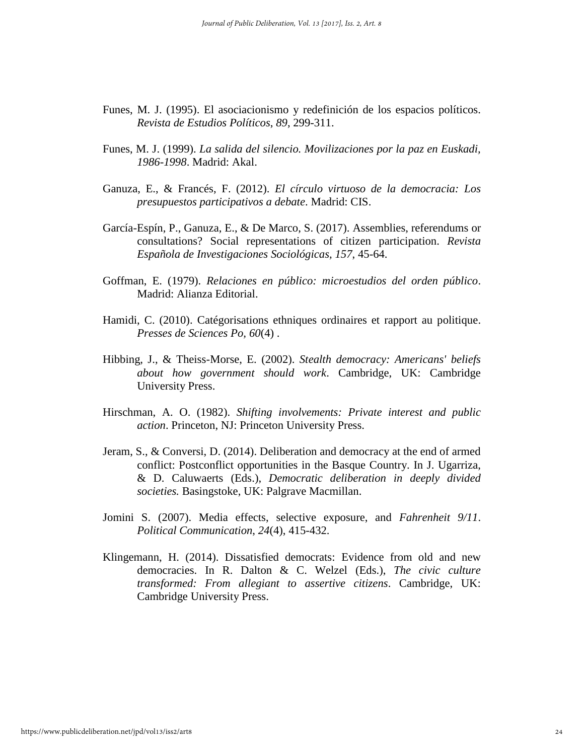Funes, M. J. (1995). El asociacionismo y redefinición de los espacios políticos. *Revista de Estudios Políticos*, *89*, 299-311.

Funes, M. J. (1999). *La salida del silencio. Movilizaciones por la paz en Euskadi, 1986-1998*. Madrid: Akal.

Ganuza, E., & Francés, F. (2012). *El círculo virtuoso de la democracia: Los presupuestos participativos a debate*. Madrid: CIS.

García-Espín, P., Ganuza, E., & De Marco, S. (2017). Assemblies, referendums or consultations? Social representations of citizen participation. *Revista Española de Investigaciones Sociológicas*, *157*, 45-64.

Goffman, E. (1979). *Relaciones en público: microestudios del orden público*. Madrid: Alianza Editorial.

Hamidi, C. (2010). Catégorisations ethniques ordinaires et rapport au politique. *Presses de Sciences Po, 60*(4) .

Hibbing, J., & Theiss-Morse, E. (2002). *Stealth democracy: Americans' beliefs about how government should work*. Cambridge, UK: Cambridge University Press.

Hirschman, A. O. (1982). *Shifting involvements: Private interest and public action*. Princeton, NJ: Princeton University Press.

Jeram, S., & Conversi, D. (2014). Deliberation and democracy at the end of armed conflict: Postconflict opportunities in the Basque Country. In J. Ugarriza, & D. Caluwaerts (Eds.), *Democratic deliberation in deeply divided societies.* Basingstoke, UK: Palgrave Macmillan.

Jomini S. (2007). Media effects, selective exposure, and *Fahrenheit 9/11*. *Political Communication*, *24*(4), 415-432.

Klingemann, H. (2014). Dissatisfied democrats: Evidence from old and new democracies. In R. Dalton & C. Welzel (Eds.), *The civic culture transformed: From allegiant to assertive citizens*. Cambridge, UK: Cambridge University Press.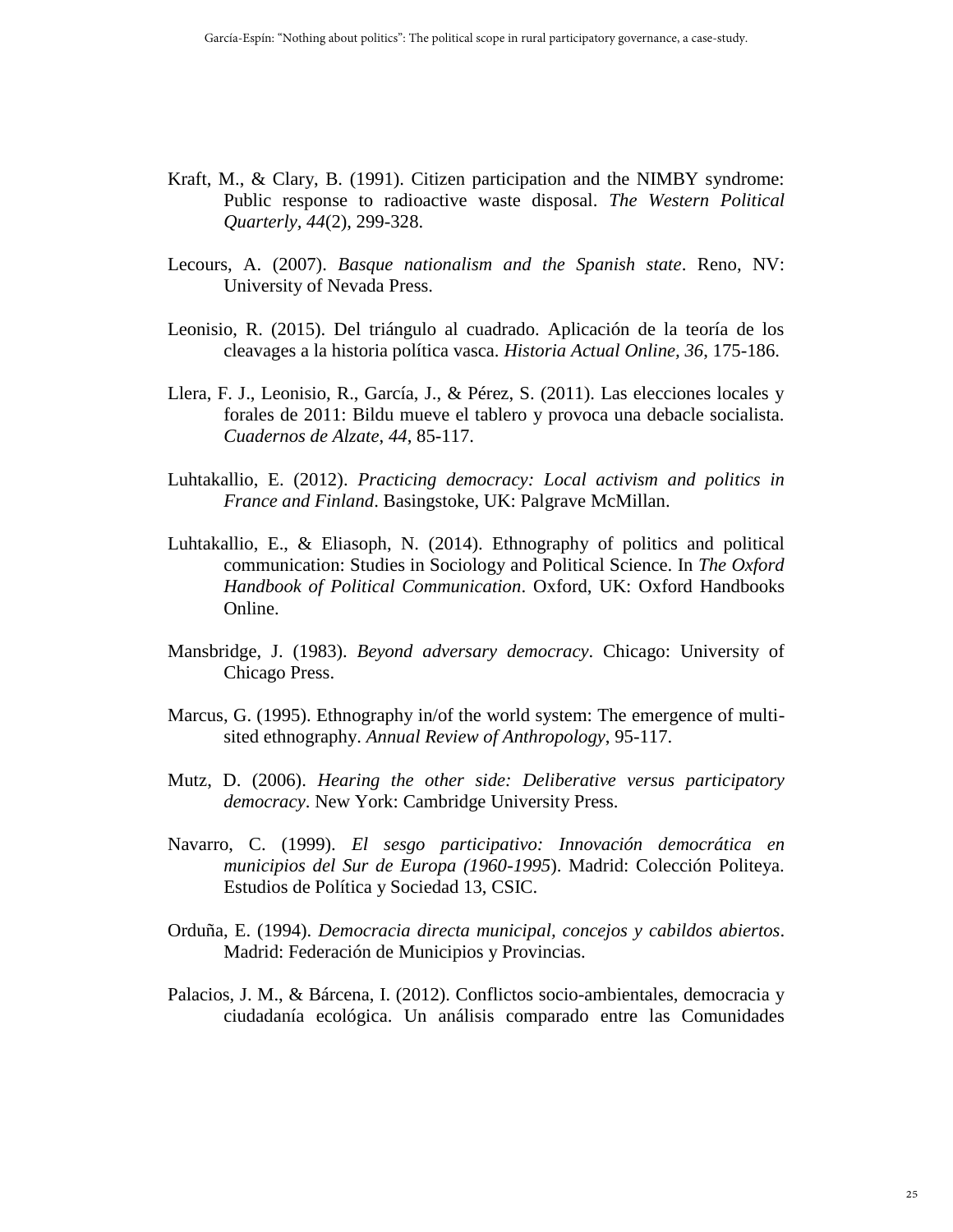Kraft, M., & Clary, B. (1991). Citizen participation and the NIMBY syndrome: Public response to radioactive waste disposal. *The Western Political Quarterly*, *44*(2), 299-328.

Lecours, A. (2007). *Basque nationalism and the Spanish state*. Reno, NV: University of Nevada Press.

Leonisio, R. (2015). Del triángulo al cuadrado. Aplicación de la teoría de los cleavages a la historia política vasca. *Historia Actual Online*, *36*, 175-186.

Llera, F. J., Leonisio, R., García, J., & Pérez, S. (2011). Las elecciones locales y forales de 2011: Bildu mueve el tablero y provoca una debacle socialista. *Cuadernos de Alzate*, *44*, 85-117.

Luhtakallio, E. (2012). *Practicing democracy: Local activism and politics in France and Finland*. Basingstoke, UK: Palgrave McMillan.

Luhtakallio, E., & Eliasoph, N. (2014). Ethnography of politics and political communication: Studies in Sociology and Political Science. In *The Oxford Handbook of Political Communication*. Oxford, UK: Oxford Handbooks Online.

Mansbridge, J. (1983). *Beyond adversary democracy*. Chicago: University of Chicago Press.

Marcus, G. (1995). Ethnography in/of the world system: The emergence of multi-sited ethnography. *Annual Review of Anthropology*, 95-117.

Mutz, D. (2006). *Hearing the other side: Deliberative versus participatory democracy*. New York: Cambridge University Press.

Navarro, C. (1999). *El sesgo participativo: Innovación democrática en municipios del Sur de Europa (1960-1995*). Madrid: Colección Politeya. Estudios de Política y Sociedad 13, CSIC.

Orduña, E. (1994). *Democracia directa municipal, concejos y cabildos abiertos*. Madrid: Federación de Municipios y Provincias.

Palacios, J. M., & Bárcena, I. (2012). Conflictos socio-ambientales, democracia y ciudadanía ecológica. Un análisis comparado entre las Comunidades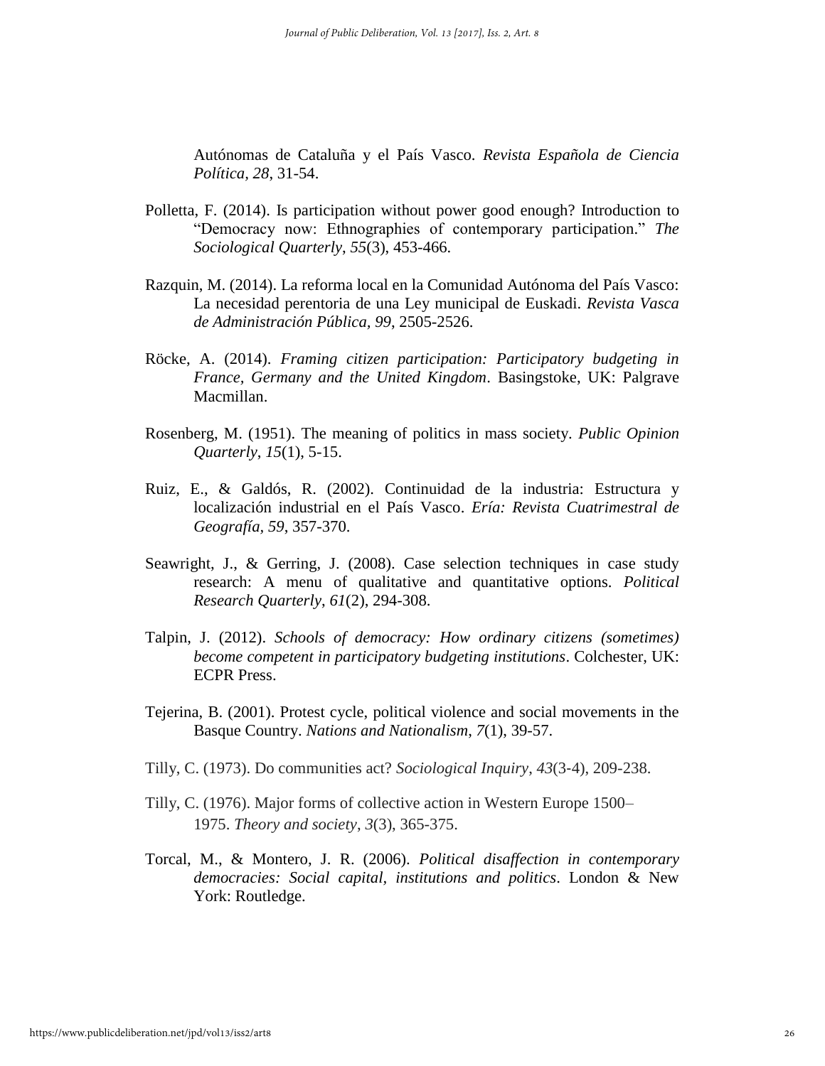Autónomas de Cataluña y el País Vasco. *Revista Española de Ciencia Política*, *28*, 31-54.

Polletta, F. (2014). Is participation without power good enough? Introduction to "Democracy now: Ethnographies of contemporary participation." *The Sociological Quarterly*, *55*(3), 453-466.

Razquin, M. (2014). La reforma local en la Comunidad Autónoma del País Vasco: La necesidad perentoria de una Ley municipal de Euskadi. *Revista Vasca de Administración Pública*, *99*, 2505-2526.

Röcke, A. (2014). *Framing citizen participation: Participatory budgeting in France, Germany and the United Kingdom*. Basingstoke, UK: Palgrave Macmillan.

Rosenberg, M. (1951). The meaning of politics in mass society. *Public Opinion Quarterly*, *15*(1), 5-15.

Ruiz, E., & Galdós, R. (2002). Continuidad de la industria: Estructura y localización industrial en el País Vasco. *Ería: Revista Cuatrimestral de Geografía*, *59*, 357-370.

Seawright, J., & Gerring, J. (2008). Case selection techniques in case study research: A menu of qualitative and quantitative options. *Political Research Quarterly*, *61*(2), 294-308.

Talpin, J. (2012). *Schools of democracy: How ordinary citizens (sometimes) become competent in participatory budgeting institutions*. Colchester, UK: ECPR Press.

Tejerina, B. (2001). Protest cycle, political violence and social movements in the Basque Country. *Nations and Nationalism*, *7*(1), 39-57.

Tilly, C. (1973). Do communities act? *Sociological Inquiry*, *43*(3-4), 209-238.

Tilly, C. (1976). Major forms of collective action in Western Europe 1500–1975. *Theory and society*, *3*(3), 365-375.

Torcal, M., & Montero, J. R. (2006). *Political disaffection in contemporary democracies: Social capital, institutions and politics*. London & New York: Routledge.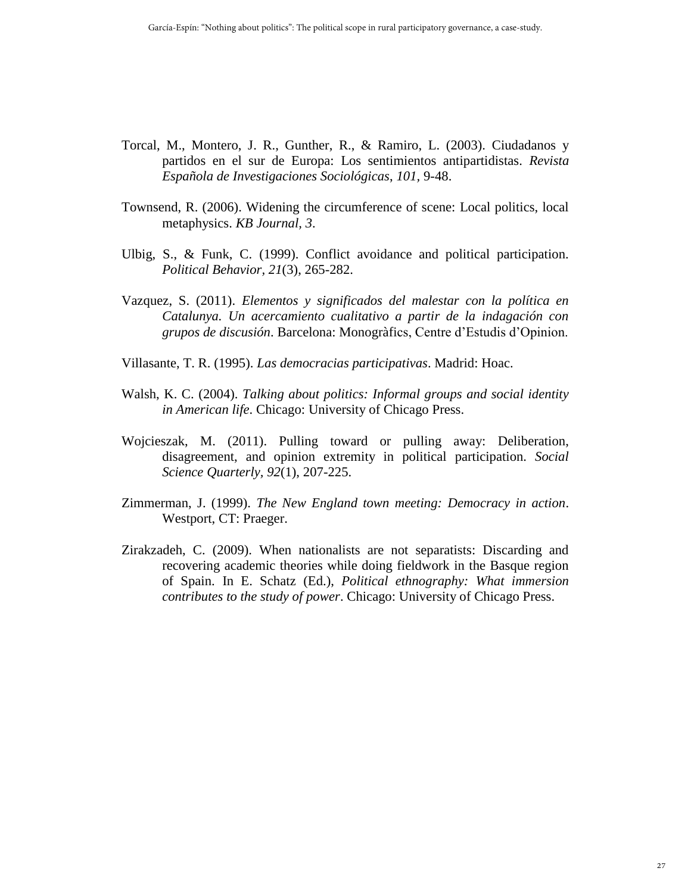Torcal, M., Montero, J. R., Gunther, R., & Ramiro, L. (2003). Ciudadanos y partidos en el sur de Europa: Los sentimientos antipartidistas. *Revista Española de Investigaciones Sociológicas*, *101*, 9-48.

Townsend, R. (2006). Widening the circumference of scene: Local politics, local metaphysics. *KB Journal*, *3*.

Ulbig, S., & Funk, C. (1999). Conflict avoidance and political participation. *Political Behavior*, *21*(3), 265-282.

Vazquez, S. (2011). *Elementos y significados del malestar con la política en Catalunya. Un acercamiento cualitativo a partir de la indagación con grupos de discusión*. Barcelona: Monogràfics, Centre d'Estudis d'Opinion.

Villasante, T. R. (1995). *Las democracias participativas*. Madrid: Hoac.

Walsh, K. C. (2004). *Talking about politics: Informal groups and social identity in American life*. Chicago: University of Chicago Press.

Wojcieszak, M. (2011). Pulling toward or pulling away: Deliberation, disagreement, and opinion extremity in political participation. *Social Science Quarterly*, *92*(1), 207-225.

Zimmerman, J. (1999). *The New England town meeting: Democracy in action*. Westport, CT: Praeger.

Zirakzadeh, C. (2009). When nationalists are not separatists: Discarding and recovering academic theories while doing fieldwork in the Basque region of Spain. In E. Schatz (Ed.), *Political ethnography: What immersion contributes to the study of power*. Chicago: University of Chicago Press.